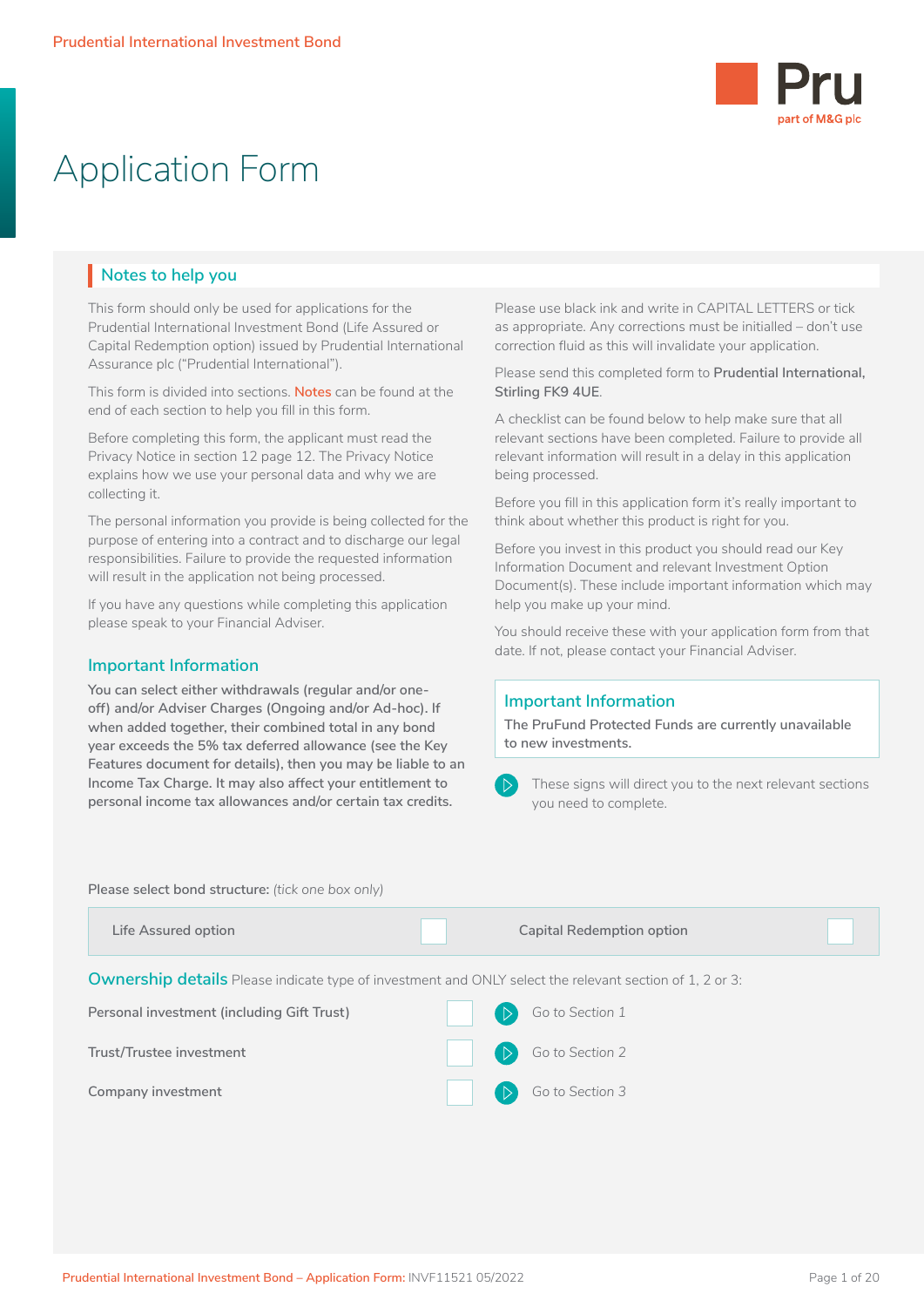# Application Form

## Notes to help you

This form should only be used for applications for the Prudential International Investment Bond (Life Assured or Capital Redemption option) issued by Prudential International Assurance plc ("Prudential International").

This form is divided into sections. Notes can be found at the end of each section to help you fill in this form.

Before completing this form, the applicant must read the Privacy Notice in section 12 page 12. The Privacy Notice explains how we use your personal data and why we are collecting it.

The personal information you provide is being collected for the purpose of entering into a contract and to discharge our legal responsibilities. Failure to provide the requested information will result in the application not being processed.

If you have any questions while completing this application please speak to your Financial Adviser.

### Important Information

**You can select either withdrawals (regular and/or one-off) and/or Adviser Charges (Ongoing and/or Ad-hoc). If when added together, their combined total in any bond year exceeds the 5% tax deferred allowance (see the Key Features document for details), then you may be liable to an Income Tax Charge. It may also affect your entitlement to personal income tax allowances and/or certain tax credits.**

Please use black ink and write in CAPITAL LETTERS or tick as appropriate. Any corrections must be initialled – don't use correction fluid as this will invalidate your application.

Please send this completed form to **Prudential International, Stirling FK9 4UE**.

A checklist can be found below to help make sure that all relevant sections have been completed. Failure to provide all relevant information will result in a delay in this application being processed.

Before you fill in this application form it's really important to think about whether this product is right for you.

Before you invest in this product you should read our Key Information Document and relevant Investment Option Document(s). These include important information which may help you make up your mind.

You should receive these with your application form from that date. If not, please contact your Financial Adviser.

### Important Information

**The PruFund Protected Funds are currently unavailable to new investments.**

These signs will direct you to the next relevant sections you need to complete.

Please select bond structure: *(tick one box only)*

| Life Assured option | ☐ | Capital Redemption option | ☐ |
|---|---|---|---|

**Ownership details** Please indicate type of investment and ONLY select the relevant section of 1, 2 or 3:

| | | |
|---|---|---|
| Personal investment (including Gift Trust) | ☐ | Go to Section 1 |
| Trust/Trustee investment | ☐ | Go to Section 2 |
| Company investment | ☐ | Go to Section 3 |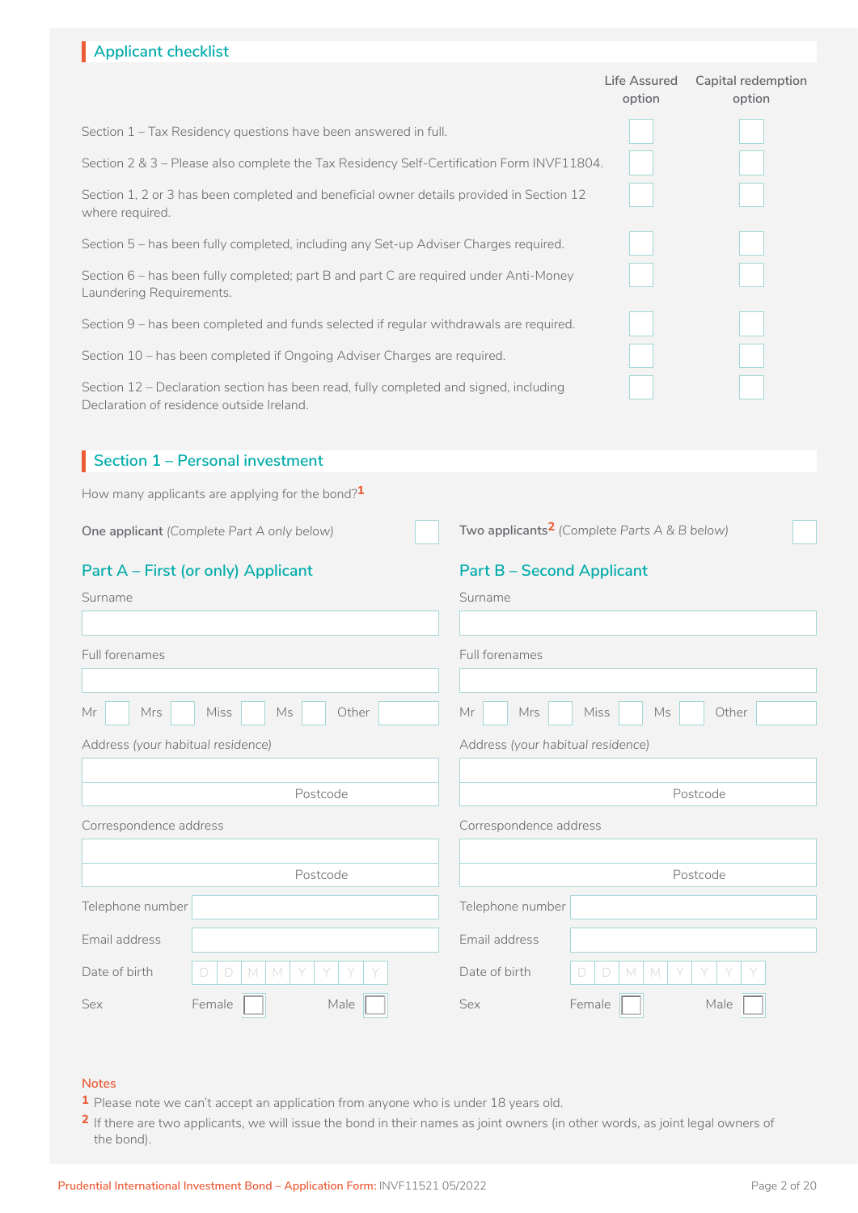## Applicant checklist

| | Life Assured option | Capital redemption option |
|---|---|---|
| Section 1 – Tax Residency questions have been answered in full. | ☐ | ☐ |
| Section 2 & 3 – Please also complete the Tax Residency Self-Certification Form INVF11804. | ☐ | ☐ |
| Section 1, 2 or 3 has been completed and beneficial owner details provided in Section 12 where required. | ☐ | ☐ |
| Section 5 – has been fully completed, including any Set-up Adviser Charges required. | ☐ | ☐ |
| Section 6 – has been fully completed; part B and part C are required under Anti-Money Laundering Requirements. | ☐ | ☐ |
| Section 9 – has been completed and funds selected if regular withdrawals are required. | ☐ | ☐ |
| Section 10 – has been completed if Ongoing Adviser Charges are required. | ☐ | ☐ |
| Section 12 – Declaration section has been read, fully completed and signed, including Declaration of residence outside Ireland. | ☐ | ☐ |

## Section 1 – Personal investment

How many applicants are applying for the bond?[1]

**One applicant** *(Complete Part A only below)* ☐

**Two applicants**[2] *(Complete Parts A & B below)* ☐

### Part A – First (or only) Applicant

Surname

Full forenames

Mr ☐ Mrs ☐ Miss ☐ Ms ☐ Other ______

Address *(your habitual residence)*

Postcode

Correspondence address

Postcode

Telephone number

Email address

Date of birth D D M M Y Y Y Y

Sex Female ☐ Male ☐

### Part B – Second Applicant

Surname

Full forenames

Mr ☐ Mrs ☐ Miss ☐ Ms ☐ Other ______

Address *(your habitual residence)*

Postcode

Correspondence address

Postcode

Telephone number

Email address

Date of birth D D M M Y Y Y Y

Sex Female ☐ Male ☐

**Notes**

1 Please note we can't accept an application from anyone who is under 18 years old.

2 If there are two applicants, we will issue the bond in their names as joint owners (in other words, as joint legal owners of the bond).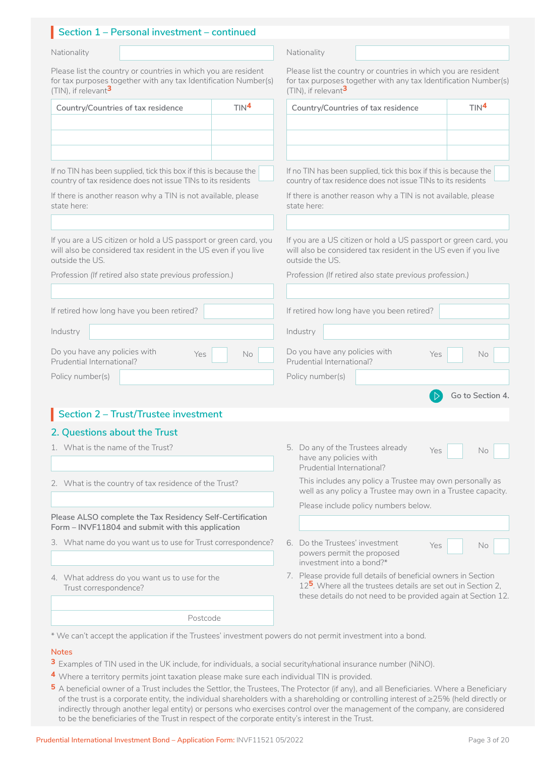## Section 1 – Personal investment – continued

Nationality

Please list the country or countries in which you are resident for tax purposes together with any tax Identification Number(s) (TIN), if relevant[3]

| Country/Countries of tax residence | TIN[4] |
|---|---|
| | |
| | |
| | |

If no TIN has been supplied, tick this box if this is because the country of tax residence does not issue TINs to its residents

If there is another reason why a TIN is not available, please state here:

If you are a US citizen or hold a US passport or green card, you will also be considered tax resident in the US even if you live outside the US.

Profession *(If retired also state previous profession.)*

If retired how long have you been retired?

Industry

Do you have any policies with Prudential International? Yes No

Policy number(s)

Nationality

Please list the country or countries in which you are resident for tax purposes together with any tax Identification Number(s) (TIN), if relevant[3]

| Country/Countries of tax residence | TIN[4] |
|---|---|
| | |
| | |
| | |

If no TIN has been supplied, tick this box if this is because the country of tax residence does not issue TINs to its residents

If there is another reason why a TIN is not available, please state here:

If you are a US citizen or hold a US passport or green card, you will also be considered tax resident in the US even if you live outside the US.

Profession *(If retired also state previous profession.)*

If retired how long have you been retired?

Industry

Do you have any policies with Prudential International? Yes No

Policy number(s)

Go to Section 4.

## Section 2 – Trust/Trustee investment

### 2. Questions about the Trust

1. What is the name of the Trust?
2. What is the country of tax residence of the Trust?

**Please ALSO complete the Tax Residency Self-Certification Form – INVF11804 and submit with this application**

3. What name do you want us to use for Trust correspondence?
4. What address do you want us to use for the Trust correspondence?

Postcode

5. Do any of the Trustees already have any policies with Prudential International? Yes No

   This includes any policy a Trustee may own personally as well as any policy a Trustee may own in a Trustee capacity.

   Please include policy numbers below.

6. Do the Trustees' investment powers permit the proposed investment into a bond?* Yes No
7. Please provide full details of beneficial owners in Section 12[5]. Where all the trustees details are set out in Section 2, these details do not need to be provided again at Section 12.

\* We can't accept the application if the Trustees' investment powers do not permit investment into a bond.

**Notes**

[3] Examples of TIN used in the UK include, for individuals, a social security/national insurance number (NiNO).

[4] Where a territory permits joint taxation please make sure each individual TIN is provided.

[5] A beneficial owner of a Trust includes the Settlor, the Trustees, The Protector (if any), and all Beneficiaries. Where a Beneficiary of the trust is a corporate entity, the individual shareholders with a shareholding or controlling interest of ≥25% (held directly or indirectly through another legal entity) or persons who exercises control over the management of the company, are considered to be the beneficiaries of the Trust in respect of the corporate entity's interest in the Trust.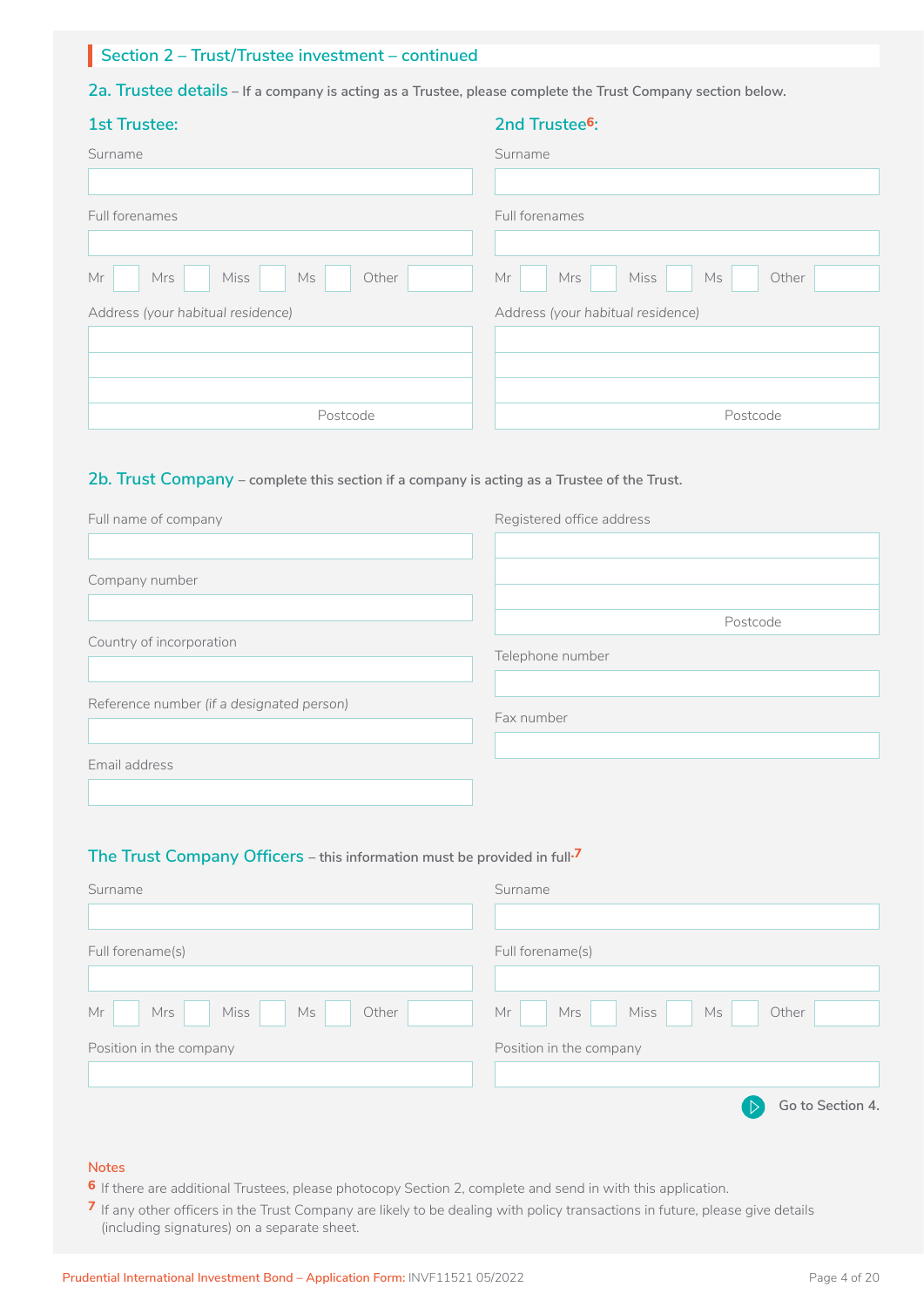## Section 2 – Trust/Trustee investment – continued

### 2a. Trustee details – If a company is acting as a Trustee, please complete the Trust Company section below.

**1st Trustee:**

Surname

Full forenames

Mr ☐ Mrs ☐ Miss ☐ Ms ☐ Other ☐

Address *(your habitual residence)*

Postcode

**2nd Trustee[6]:**

Surname

Full forenames

Mr ☐ Mrs ☐ Miss ☐ Ms ☐ Other ☐

Address *(your habitual residence)*

Postcode

### 2b. Trust Company – complete this section if a company is acting as a Trustee of the Trust.

Full name of company

Company number

Country of incorporation

Reference number *(if a designated person)*

Email address

Registered office address

Postcode

Telephone number

Fax number

### The Trust Company Officers – this information must be provided in full.[7]

Surname

Full forename(s)

Mr ☐ Mrs ☐ Miss ☐ Ms ☐ Other ☐

Position in the company

Surname

Full forename(s)

Mr ☐ Mrs ☐ Miss ☐ Ms ☐ Other ☐

Position in the company

Go to Section 4.

**Notes**

[6] If there are additional Trustees, please photocopy Section 2, complete and send in with this application.

[7] If any other officers in the Trust Company are likely to be dealing with policy transactions in future, please give details (including signatures) on a separate sheet.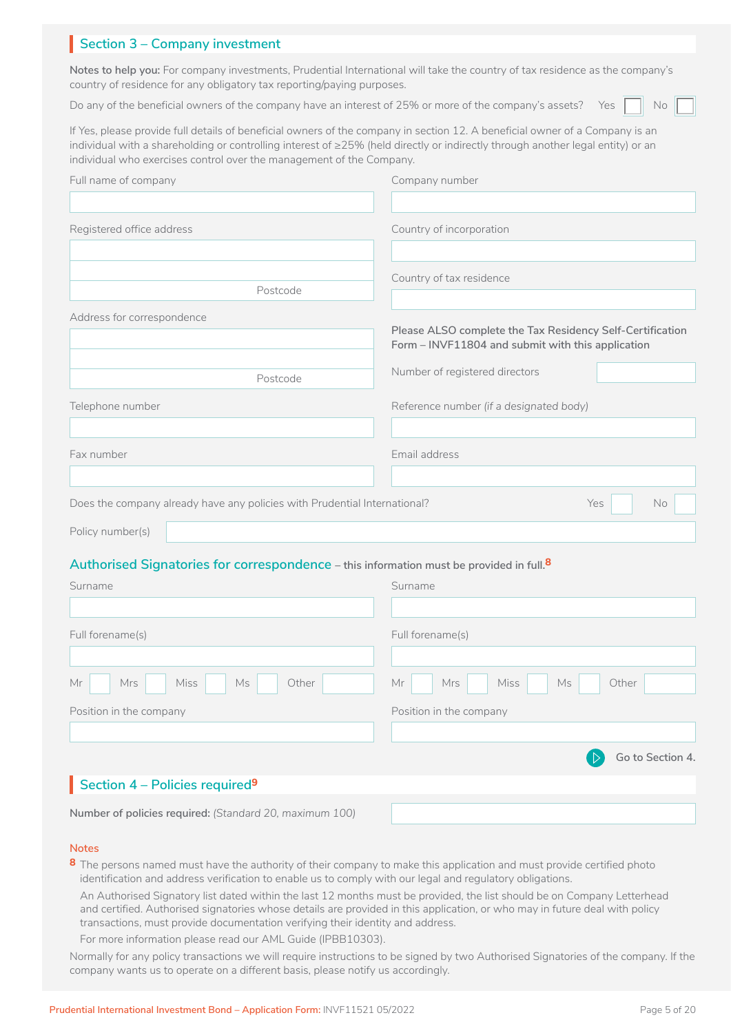## Section 3 – Company investment

**Notes to help you:** For company investments, Prudential International will take the country of tax residence as the company's country of residence for any obligatory tax reporting/paying purposes.

Do any of the beneficial owners of the company have an interest of 25% or more of the company's assets? Yes ☐ No ☐

If Yes, please provide full details of beneficial owners of the company in section 12. A beneficial owner of a Company is an individual with a shareholding or controlling interest of ≥25% (held directly or indirectly through another legal entity) or an individual who exercises control over the management of the Company.

Full name of company

Company number

Registered office address

Postcode

Country of incorporation

Country of tax residence

Address for correspondence

Postcode

**Please ALSO complete the Tax Residency Self-Certification Form – INVF11804 and submit with this application**

Number of registered directors

Telephone number

Reference number *(if a designated body)*

Fax number

Email address

Does the company already have any policies with Prudential International? Yes ☐ No ☐

Policy number(s)

### Authorised Signatories for correspondence – this information must be provided in full.[8]

| | |
|---|---|
| Surname | Surname |
| Full forename(s) | Full forename(s) |
| Mr ☐ Mrs ☐ Miss ☐ Ms ☐ Other | Mr ☐ Mrs ☐ Miss ☐ Ms ☐ Other |
| Position in the company | Position in the company |

Go to Section 4.

## Section 4 – Policies required[9]

**Number of policies required:** *(Standard 20, maximum 100)*

### Notes

8 The persons named must have the authority of their company to make this application and must provide certified photo identification and address verification to enable us to comply with our legal and regulatory obligations.

An Authorised Signatory list dated within the last 12 months must be provided, the list should be on Company Letterhead and certified. Authorised signatories whose details are provided in this application, or who may in future deal with policy transactions, must provide documentation verifying their identity and address.

For more information please read our AML Guide (IPBB10303).

Normally for any policy transactions we will require instructions to be signed by two Authorised Signatories of the company. If the company wants us to operate on a different basis, please notify us accordingly.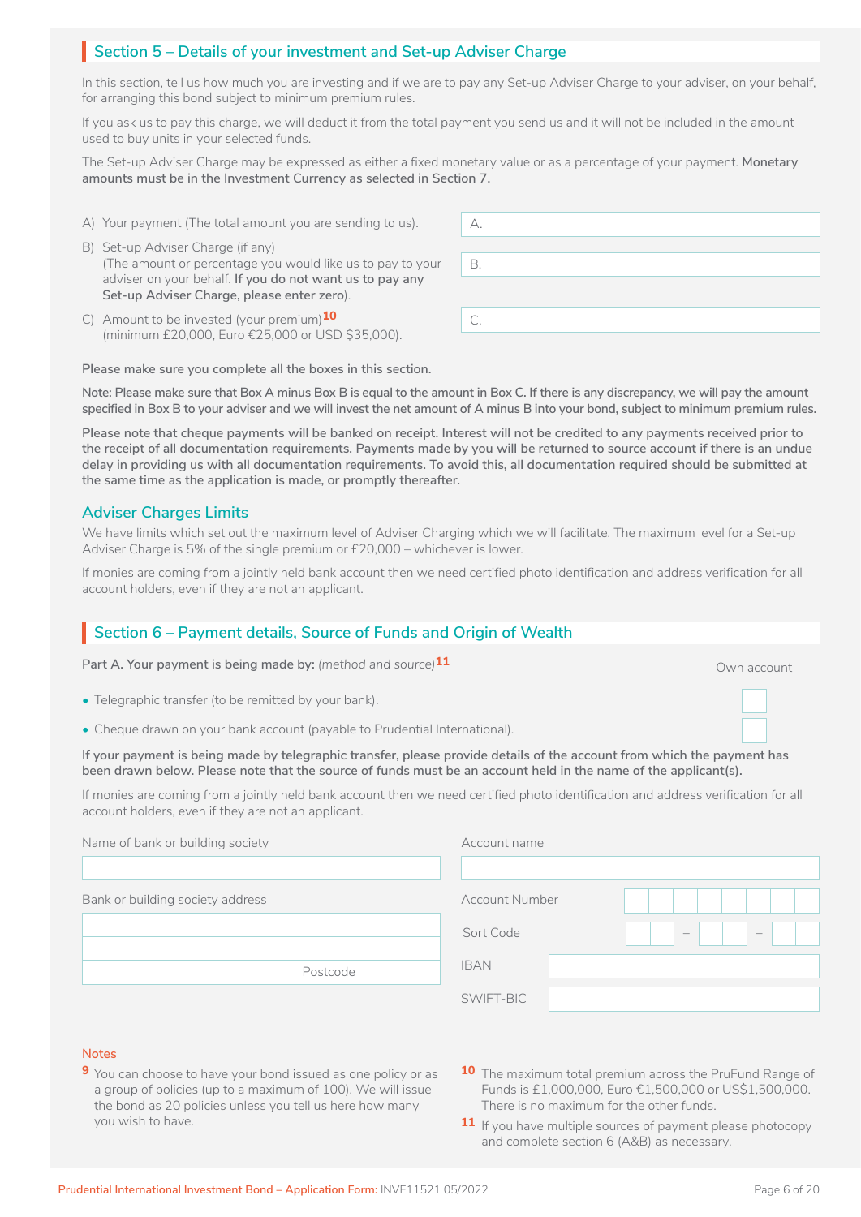## Section 5 – Details of your investment and Set-up Adviser Charge

In this section, tell us how much you are investing and if we are to pay any Set-up Adviser Charge to your adviser, on your behalf, for arranging this bond subject to minimum premium rules.

If you ask us to pay this charge, we will deduct it from the total payment you send us and it will not be included in the amount used to buy units in your selected funds.

The Set-up Adviser Charge may be expressed as either a fixed monetary value or as a percentage of your payment. **Monetary amounts must be in the Investment Currency as selected in Section 7.**

| | |
|---|---|
| A) Your payment (The total amount you are sending to us). | A. |
| B) Set-up Adviser Charge (if any) (The amount or percentage you would like us to pay to your adviser on your behalf. **If you do not want us to pay any Set-up Adviser Charge, please enter zero**). | B. |
| C) Amount to be invested (your premium)[10] (minimum £20,000, Euro €25,000 or USD $35,000). | C. |

**Please make sure you complete all the boxes in this section.**

**Note: Please make sure that Box A minus Box B is equal to the amount in Box C. If there is any discrepancy, we will pay the amount specified in Box B to your adviser and we will invest the net amount of A minus B into your bond, subject to minimum premium rules.**

**Please note that cheque payments will be banked on receipt. Interest will not be credited to any payments received prior to the receipt of all documentation requirements. Payments made by you will be returned to source account if there is an undue delay in providing us with all documentation requirements. To avoid this, all documentation required should be submitted at the same time as the application is made, or promptly thereafter.**

### Adviser Charges Limits

We have limits which set out the maximum level of Adviser Charging which we will facilitate. The maximum level for a Set-up Adviser Charge is 5% of the single premium or £20,000 – whichever is lower.

If monies are coming from a jointly held bank account then we need certified photo identification and address verification for all account holders, even if they are not an applicant.

## Section 6 – Payment details, Source of Funds and Origin of Wealth

**Part A. Your payment is being made by:** *(method and source)*[11]

| | Own account |
|---|---|
| • Telegraphic transfer (to be remitted by your bank). | ☐ |
| • Cheque drawn on your bank account (payable to Prudential International). | ☐ |

**If your payment is being made by telegraphic transfer, please provide details of the account from which the payment has been drawn below. Please note that the source of funds must be an account held in the name of the applicant(s).**

If monies are coming from a jointly held bank account then we need certified photo identification and address verification for all account holders, even if they are not an applicant.

Name of bank or building society

Bank or building society address

Postcode

Account name

Account Number

Sort Code – –

IBAN

SWIFT-BIC

#### Notes

[9] You can choose to have your bond issued as one policy or as a group of policies (up to a maximum of 100). We will issue the bond as 20 policies unless you tell us here how many you wish to have.

[10] The maximum total premium across the PruFund Range of Funds is £1,000,000, Euro €1,500,000 or US$1,500,000. There is no maximum for the other funds.

[11] If you have multiple sources of payment please photocopy and complete section 6 (A&B) as necessary.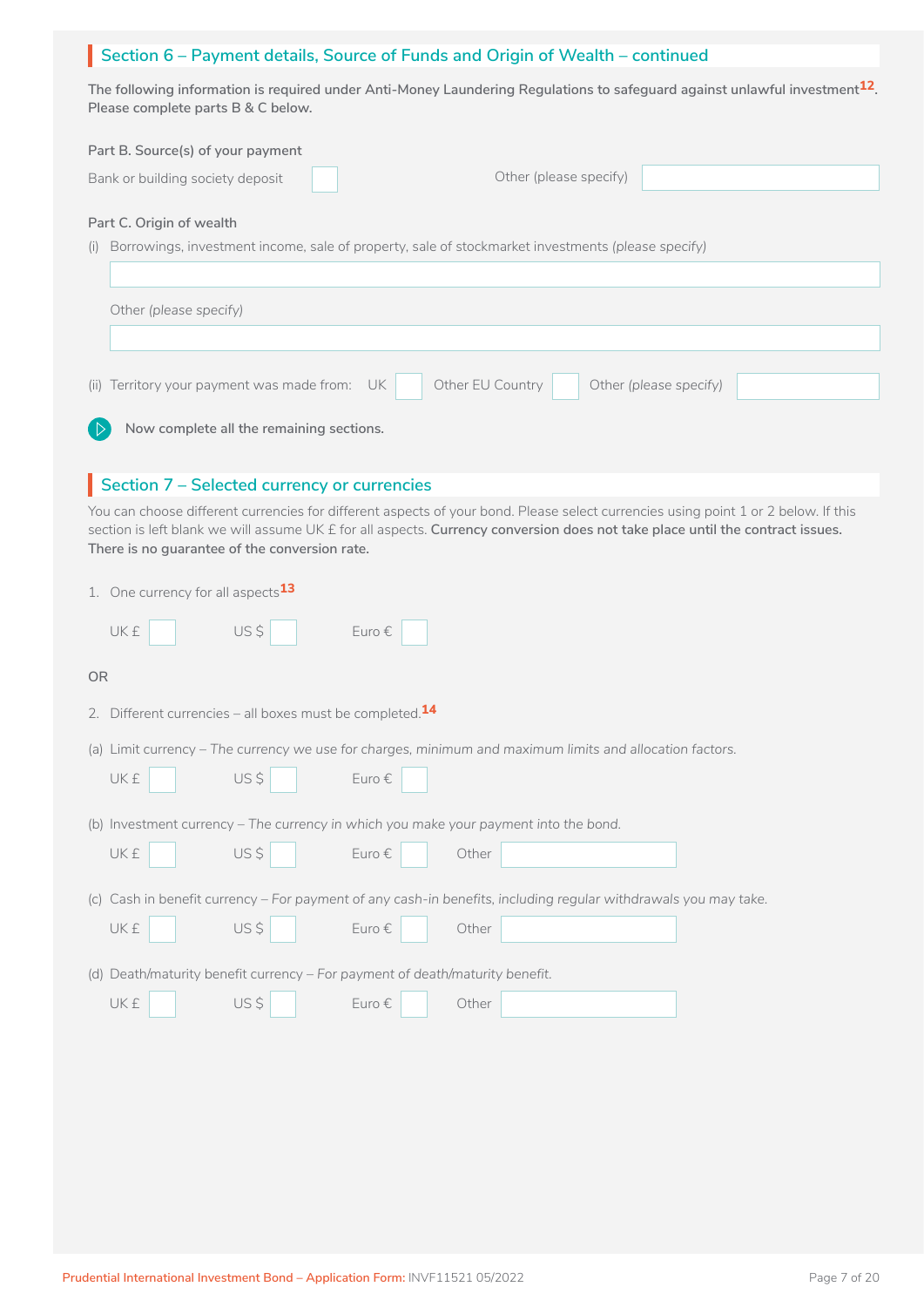## Section 6 – Payment details, Source of Funds and Origin of Wealth – continued

**The following information is required under Anti-Money Laundering Regulations to safeguard against unlawful investment[12]. Please complete parts B & C below.**

Part B. Source(s) of your payment

Bank or building society deposit ☐    Other (please specify) ________

Part C. Origin of wealth

(i) Borrowings, investment income, sale of property, sale of stockmarket investments *(please specify)*

________

Other *(please specify)*

________

(ii) Territory your payment was made from: UK ☐ Other EU Country ☐ Other *(please specify)* ________

**Now complete all the remaining sections.**

## Section 7 – Selected currency or currencies

You can choose different currencies for different aspects of your bond. Please select currencies using point 1 or 2 below. If this section is left blank we will assume UK £ for all aspects. **Currency conversion does not take place until the contract issues. There is no guarantee of the conversion rate.**

1. One currency for all aspects[13]

UK £ ☐    US $ ☐    Euro € ☐

OR

2. Different currencies – all boxes must be completed.[14]

(a) Limit currency – *The currency we use for charges, minimum and maximum limits and allocation factors.*

UK £ ☐    US $ ☐    Euro € ☐

(b) Investment currency – *The currency in which you make your payment into the bond.*

UK £ ☐    US $ ☐    Euro € ☐    Other ________

(c) Cash in benefit currency – *For payment of any cash-in benefits, including regular withdrawals you may take.*

UK £ ☐    US $ ☐    Euro € ☐    Other ________

(d) Death/maturity benefit currency – *For payment of death/maturity benefit.*

UK £ ☐    US $ ☐    Euro € ☐    Other ________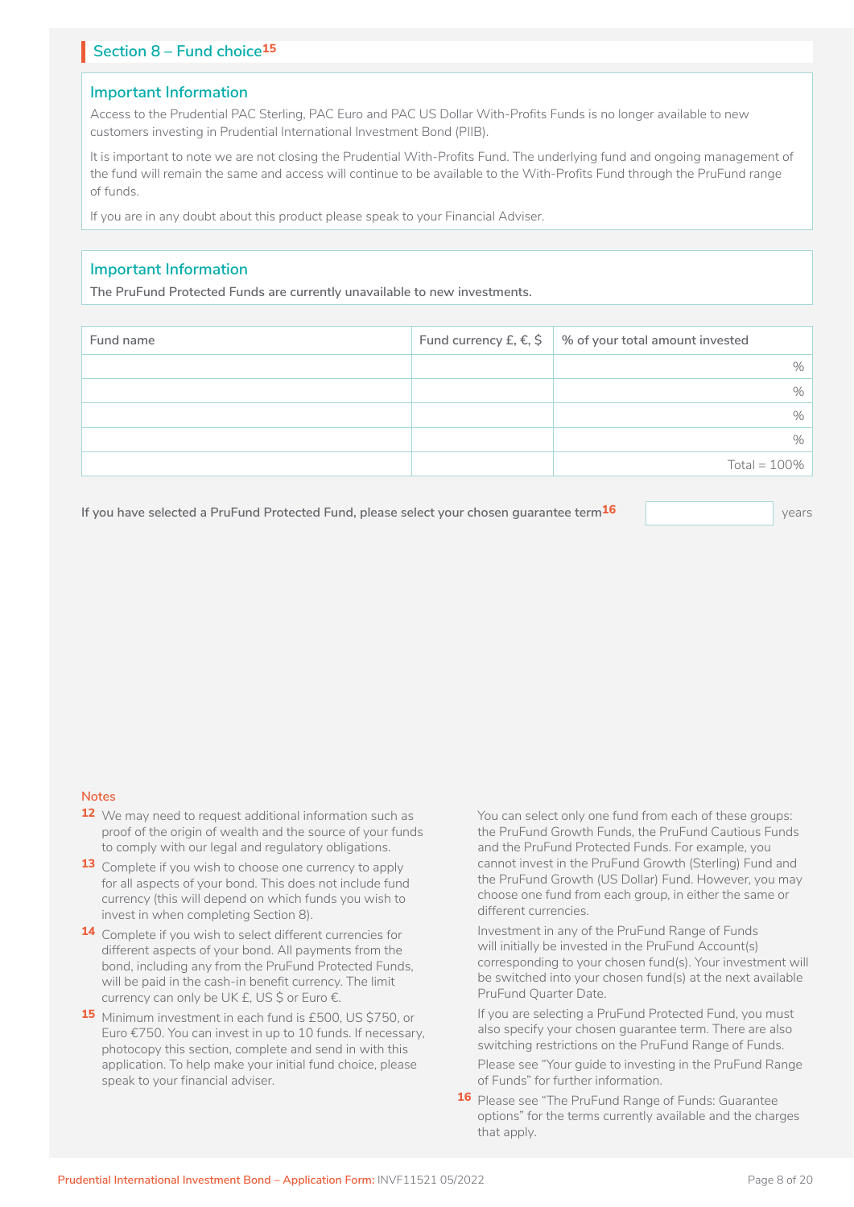## Section 8 – Fund choice[15]

### Important Information

Access to the Prudential PAC Sterling, PAC Euro and PAC US Dollar With-Profits Funds is no longer available to new customers investing in Prudential International Investment Bond (PIIB).

It is important to note we are not closing the Prudential With-Profits Fund. The underlying fund and ongoing management of the fund will remain the same and access will continue to be available to the With-Profits Fund through the PruFund range of funds.

If you are in any doubt about this product please speak to your Financial Adviser.

### Important Information

**The PruFund Protected Funds are currently unavailable to new investments.**

| Fund name | Fund currency £, €, $ | % of your total amount invested |
|---|---|---|
| | | % |
| | | % |
| | | % |
| | | % |
| | | Total = 100% |

**If you have selected a PruFund Protected Fund, please select your chosen guarantee term[16]** ______ years

### Notes

**12** We may need to request additional information such as proof of the origin of wealth and the source of your funds to comply with our legal and regulatory obligations.

**13** Complete if you wish to choose one currency to apply for all aspects of your bond. This does not include fund currency (this will depend on which funds you wish to invest in when completing Section 8).

**14** Complete if you wish to select different currencies for different aspects of your bond. All payments from the bond, including any from the PruFund Protected Funds, will be paid in the cash-in benefit currency. The limit currency can only be UK £, US $ or Euro €.

**15** Minimum investment in each fund is £500, US $750, or Euro €750. You can invest in up to 10 funds. If necessary, photocopy this section, complete and send in with this application. To help make your initial fund choice, please speak to your financial adviser.

You can select only one fund from each of these groups: the PruFund Growth Funds, the PruFund Cautious Funds and the PruFund Protected Funds. For example, you cannot invest in the PruFund Growth (Sterling) Fund and the PruFund Growth (US Dollar) Fund. However, you may choose one fund from each group, in either the same or different currencies.

Investment in any of the PruFund Range of Funds will initially be invested in the PruFund Account(s) corresponding to your chosen fund(s). Your investment will be switched into your chosen fund(s) at the next available PruFund Quarter Date.

If you are selecting a PruFund Protected Fund, you must also specify your chosen guarantee term. There are also switching restrictions on the PruFund Range of Funds.

Please see "Your guide to investing in the PruFund Range of Funds" for further information.

**16** Please see "The PruFund Range of Funds: Guarantee options" for the terms currently available and the charges that apply.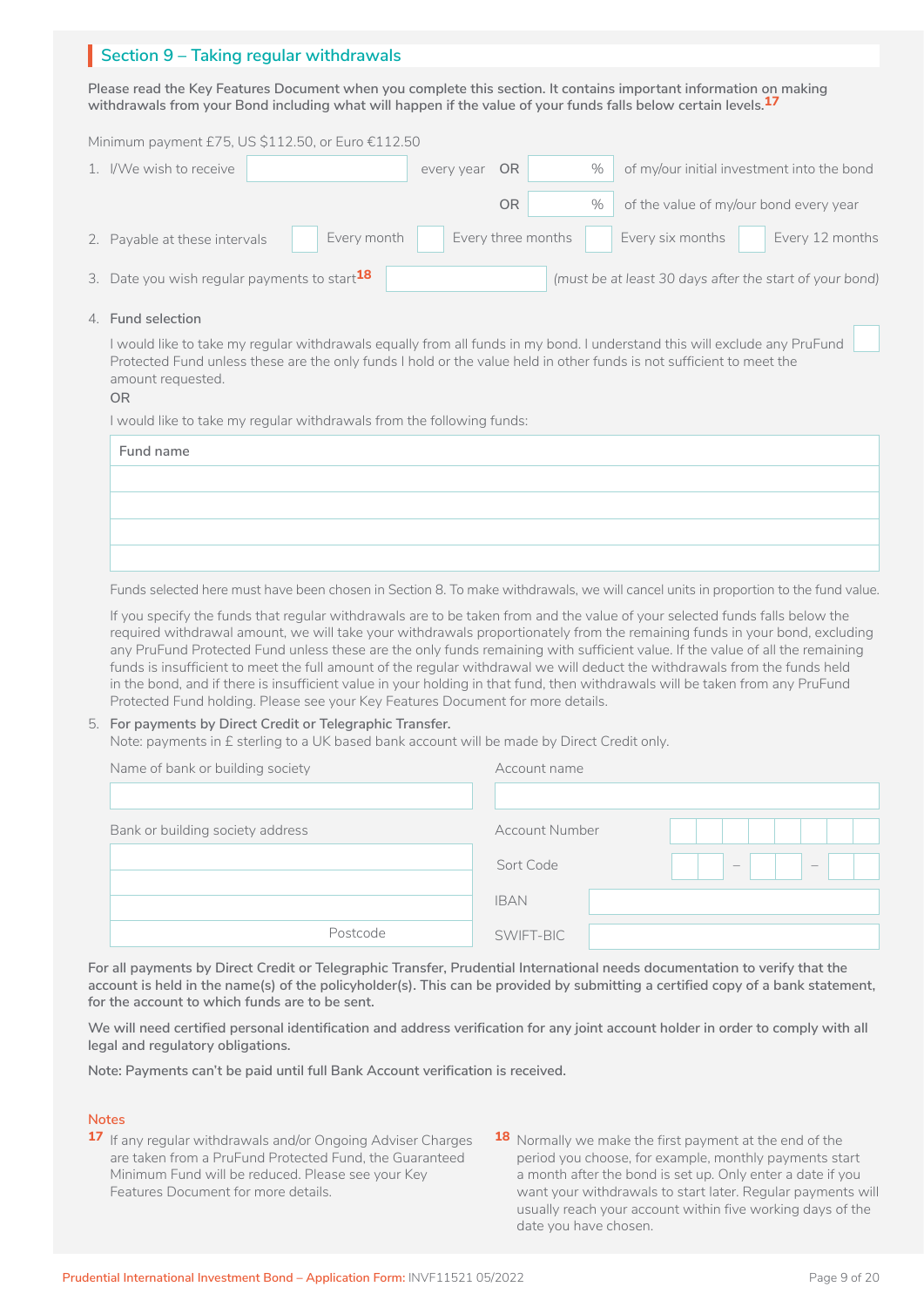## Section 9 – Taking regular withdrawals

**Please read the Key Features Document when you complete this section. It contains important information on making withdrawals from your Bond including what will happen if the value of your funds falls below certain levels.[17]**

Minimum payment £75, US $112.50, or Euro €112.50

1. I/We wish to receive ____________ every year OR ______ % of my/our initial investment into the bond

   OR ______ % of the value of my/our bond every year

2. Payable at these intervals ☐ Every month ☐ Every three months ☐ Every six months ☐ Every 12 months

3. Date you wish regular payments to start[18] ____________ *(must be at least 30 days after the start of your bond)*

4. Fund selection

   I would like to take my regular withdrawals equally from all funds in my bond. I understand this will exclude any PruFund Protected Fund unless these are the only funds I hold or the value held in other funds is not sufficient to meet the amount requested. ☐

   OR

   I would like to take my regular withdrawals from the following funds:

   | Fund name |
   |---|
   | |
   | |
   | |
   | |

   Funds selected here must have been chosen in Section 8. To make withdrawals, we will cancel units in proportion to the fund value.

   If you specify the funds that regular withdrawals are to be taken from and the value of your selected funds falls below the required withdrawal amount, we will take your withdrawals proportionately from the remaining funds in your bond, excluding any PruFund Protected Fund unless these are the only funds remaining with sufficient value. If the value of all the remaining funds is insufficient to meet the full amount of the regular withdrawal we will deduct the withdrawals from the funds held in the bond, and if there is insufficient value in your holding in that fund, then withdrawals will be taken from any PruFund Protected Fund holding. Please see your Key Features Document for more details.

5. **For payments by Direct Credit or Telegraphic Transfer.**
   Note: payments in £ sterling to a UK based bank account will be made by Direct Credit only.

   Name of bank or building society ____________

   Bank or building society address ____________

   Postcode ____________

   Account name ____________

   Account Number ☐☐☐☐☐☐☐☐

   Sort Code ☐☐ – ☐☐ – ☐☐

   IBAN ____________

   SWIFT-BIC ____________

**For all payments by Direct Credit or Telegraphic Transfer, Prudential International needs documentation to verify that the account is held in the name(s) of the policyholder(s). This can be provided by submitting a certified copy of a bank statement, for the account to which funds are to be sent.**

**We will need certified personal identification and address verification for any joint account holder in order to comply with all legal and regulatory obligations.**

**Note: Payments can't be paid until full Bank Account verification is received.**

### Notes

[17] If any regular withdrawals and/or Ongoing Adviser Charges are taken from a PruFund Protected Fund, the Guaranteed Minimum Fund will be reduced. Please see your Key Features Document for more details.

[18] Normally we make the first payment at the end of the period you choose, for example, monthly payments start a month after the bond is set up. Only enter a date if you want your withdrawals to start later. Regular payments will usually reach your account within five working days of the date you have chosen.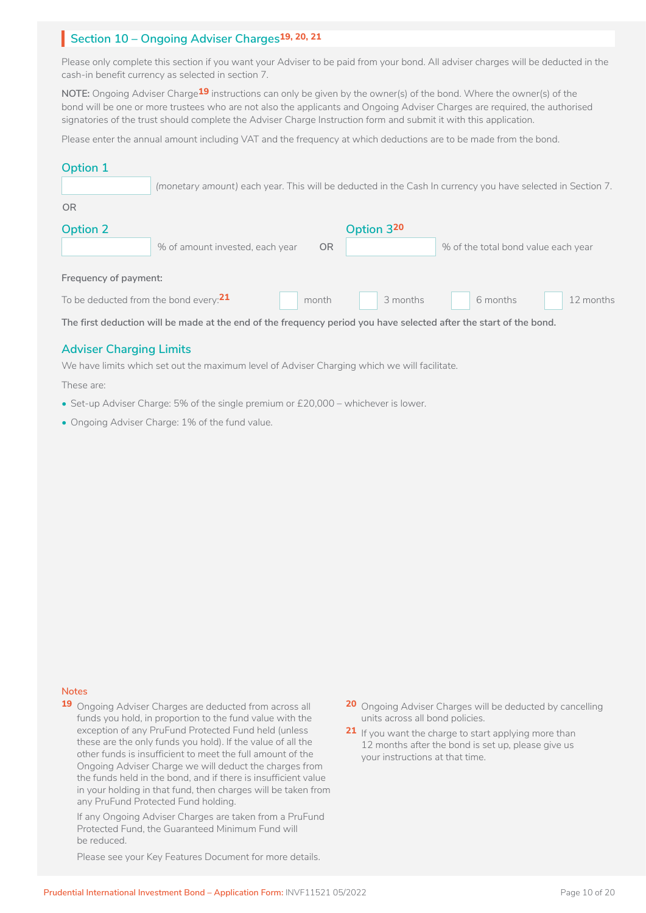## Section 10 – Ongoing Adviser Charges[19, 20, 21]

Please only complete this section if you want your Adviser to be paid from your bond. All adviser charges will be deducted in the cash-in benefit currency as selected in section 7.

**NOTE:** Ongoing Adviser Charge[19] instructions can only be given by the owner(s) of the bond. Where the owner(s) of the bond will be one or more trustees who are not also the applicants and Ongoing Adviser Charges are required, the authorised signatories of the trust should complete the Adviser Charge Instruction form and submit it with this application.

Please enter the annual amount including VAT and the frequency at which deductions are to be made from the bond.

### Option 1

☐ *(monetary amount)* each year. This will be deducted in the Cash In currency you have selected in Section 7.

OR

### Option 2

☐ % of amount invested, each year

OR

### Option 3[20]

☐ % of the total bond value each year

**Frequency of payment:**

To be deducted from the bond every:[21] ☐ month ☐ 3 months ☐ 6 months ☐ 12 months

**The first deduction will be made at the end of the frequency period you have selected after the start of the bond.**

### Adviser Charging Limits

We have limits which set out the maximum level of Adviser Charging which we will facilitate.

These are:

- Set-up Adviser Charge: 5% of the single premium or £20,000 – whichever is lower.
- Ongoing Adviser Charge: 1% of the fund value.

**Notes**

[19] Ongoing Adviser Charges are deducted from across all funds you hold, in proportion to the fund value with the exception of any PruFund Protected Fund held (unless these are the only funds you hold). If the value of all the other funds is insufficient to meet the full amount of the Ongoing Adviser Charge we will deduct the charges from the funds held in the bond, and if there is insufficient value in your holding in that fund, then charges will be taken from any PruFund Protected Fund holding.

If any Ongoing Adviser Charges are taken from a PruFund Protected Fund, the Guaranteed Minimum Fund will be reduced.

Please see your Key Features Document for more details.

[20] Ongoing Adviser Charges will be deducted by cancelling units across all bond policies.

[21] If you want the charge to start applying more than 12 months after the bond is set up, please give us your instructions at that time.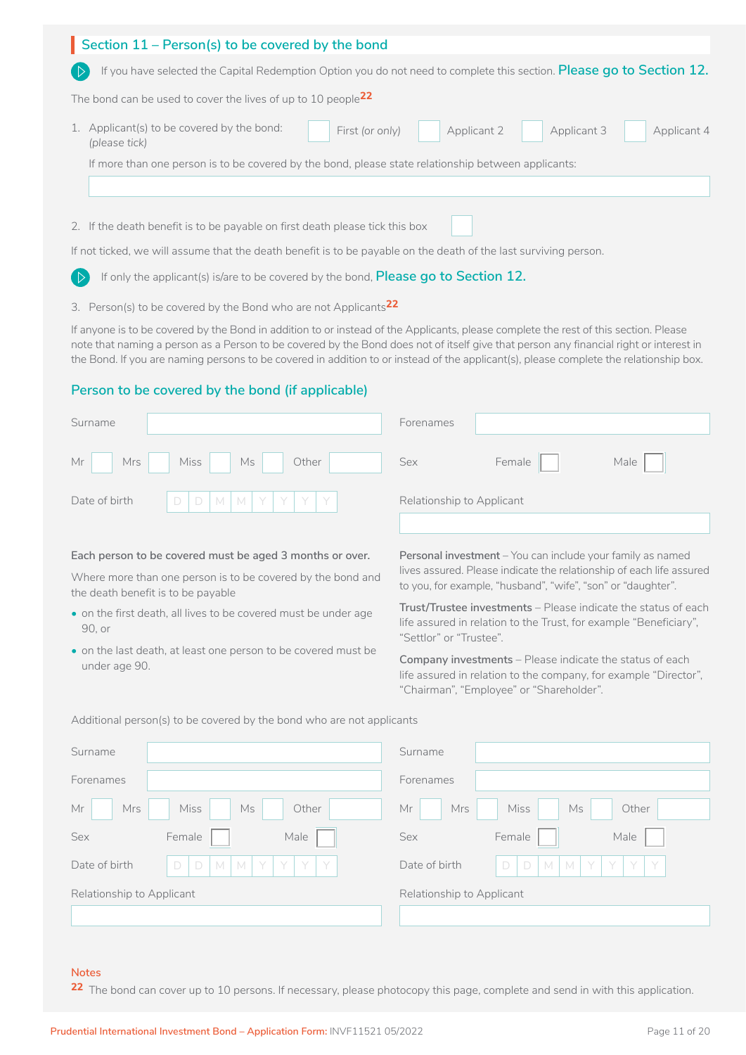## Section 11 – Person(s) to be covered by the bond

If you have selected the Capital Redemption Option you do not need to complete this section. **Please go to Section 12.**

The bond can be used to cover the lives of up to 10 people[22]

1. Applicant(s) to be covered by the bond: *(please tick)* ☐ First *(or only)* ☐ Applicant 2 ☐ Applicant 3 ☐ Applicant 4

   If more than one person is to be covered by the bond, please state relationship between applicants:

2. If the death benefit is to be payable on first death please tick this box ☐

If not ticked, we will assume that the death benefit is to be payable on the death of the last surviving person.

If only the applicant(s) is/are to be covered by the bond, **Please go to Section 12.**

3. Person(s) to be covered by the Bond who are not Applicants[22]

If anyone is to be covered by the Bond in addition to or instead of the Applicants, please complete the rest of this section. Please note that naming a person as a Person to be covered by the Bond does not of itself give that person any financial right or interest in the Bond. If you are naming persons to be covered in addition to or instead of the applicant(s), please complete the relationship box.

### Person to be covered by the bond (if applicable)

Surname | Forenames

Mr ☐ Mrs ☐ Miss ☐ Ms ☐ Other | Sex Female ☐ Male ☐

Date of birth D D M M Y Y Y Y | Relationship to Applicant

**Each person to be covered must be aged 3 months or over.**

Where more than one person is to be covered by the bond and the death benefit is to be payable

- on the first death, all lives to be covered must be under age 90, or
- on the last death, at least one person to be covered must be under age 90.

**Personal investment** – You can include your family as named lives assured. Please indicate the relationship of each life assured to you, for example, "husband", "wife", "son" or "daughter".

**Trust/Trustee investments** – Please indicate the status of each life assured in relation to the Trust, for example "Beneficiary", "Settlor" or "Trustee".

**Company investments** – Please indicate the status of each life assured in relation to the company, for example "Director", "Chairman", "Employee" or "Shareholder".

Additional person(s) to be covered by the bond who are not applicants

| | |
|---|---|
| Surname | Surname |
| Forenames | Forenames |
| Mr ☐ Mrs ☐ Miss ☐ Ms ☐ Other | Mr ☐ Mrs ☐ Miss ☐ Ms ☐ Other |
| Sex Female ☐ Male ☐ | Sex Female ☐ Male ☐ |
| Date of birth D D M M Y Y Y Y | Date of birth D D M M Y Y Y Y |
| Relationship to Applicant | Relationship to Applicant |

**Notes**

22 The bond can cover up to 10 persons. If necessary, please photocopy this page, complete and send in with this application.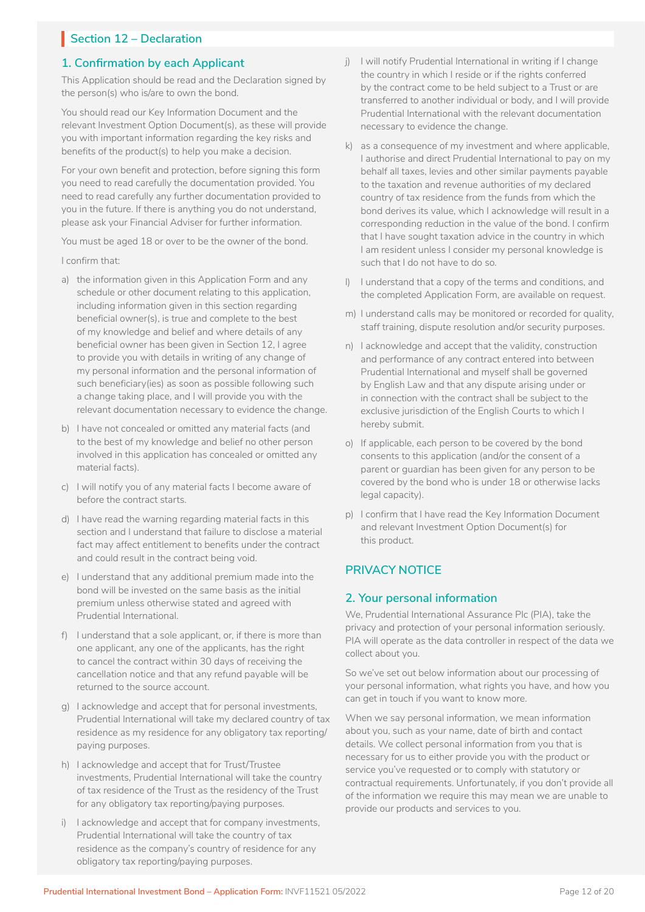## Section 12 – Declaration

### 1. Confirmation by each Applicant

This Application should be read and the Declaration signed by the person(s) who is/are to own the bond.

You should read our Key Information Document and the relevant Investment Option Document(s), as these will provide you with important information regarding the key risks and benefits of the product(s) to help you make a decision.

For your own benefit and protection, before signing this form you need to read carefully the documentation provided. You need to read carefully any further documentation provided to you in the future. If there is anything you do not understand, please ask your Financial Adviser for further information.

You must be aged 18 or over to be the owner of the bond.

I confirm that:

a) the information given in this Application Form and any schedule or other document relating to this application, including information given in this section regarding beneficial owner(s), is true and complete to the best of my knowledge and belief and where details of any beneficial owner has been given in Section 12, I agree to provide you with details in writing of any change of my personal information and the personal information of such beneficiary(ies) as soon as possible following such a change taking place, and I will provide you with the relevant documentation necessary to evidence the change.

b) I have not concealed or omitted any material facts (and to the best of my knowledge and belief no other person involved in this application has concealed or omitted any material facts).

c) I will notify you of any material facts I become aware of before the contract starts.

d) I have read the warning regarding material facts in this section and I understand that failure to disclose a material fact may affect entitlement to benefits under the contract and could result in the contract being void.

e) I understand that any additional premium made into the bond will be invested on the same basis as the initial premium unless otherwise stated and agreed with Prudential International.

f) I understand that a sole applicant, or, if there is more than one applicant, any one of the applicants, has the right to cancel the contract within 30 days of receiving the cancellation notice and that any refund payable will be returned to the source account.

g) I acknowledge and accept that for personal investments, Prudential International will take my declared country of tax residence as my residence for any obligatory tax reporting/paying purposes.

h) I acknowledge and accept that for Trust/Trustee investments, Prudential International will take the country of tax residence of the Trust as the residency of the Trust for any obligatory tax reporting/paying purposes.

i) I acknowledge and accept that for company investments, Prudential International will take the country of tax residence as the company's country of residence for any obligatory tax reporting/paying purposes.

j) I will notify Prudential International in writing if I change the country in which I reside or if the rights conferred by the contract come to be held subject to a Trust or are transferred to another individual or body, and I will provide Prudential International with the relevant documentation necessary to evidence the change.

k) as a consequence of my investment and where applicable, I authorise and direct Prudential International to pay on my behalf all taxes, levies and other similar payments payable to the taxation and revenue authorities of my declared country of tax residence from the funds from which the bond derives its value, which I acknowledge will result in a corresponding reduction in the value of the bond. I confirm that I have sought taxation advice in the country in which I am resident unless I consider my personal knowledge is such that I do not have to do so.

l) I understand that a copy of the terms and conditions, and the completed Application Form, are available on request.

m) I understand calls may be monitored or recorded for quality, staff training, dispute resolution and/or security purposes.

n) I acknowledge and accept that the validity, construction and performance of any contract entered into between Prudential International and myself shall be governed by English Law and that any dispute arising under or in connection with the contract shall be subject to the exclusive jurisdiction of the English Courts to which I hereby submit.

o) If applicable, each person to be covered by the bond consents to this application (and/or the consent of a parent or guardian has been given for any person to be covered by the bond who is under 18 or otherwise lacks legal capacity).

p) I confirm that I have read the Key Information Document and relevant Investment Option Document(s) for this product.

## PRIVACY NOTICE

### 2. Your personal information

We, Prudential International Assurance Plc (PIA), take the privacy and protection of your personal information seriously. PIA will operate as the data controller in respect of the data we collect about you.

So we've set out below information about our processing of your personal information, what rights you have, and how you can get in touch if you want to know more.

When we say personal information, we mean information about you, such as your name, date of birth and contact details. We collect personal information from you that is necessary for us to either provide you with the product or service you've requested or to comply with statutory or contractual requirements. Unfortunately, if you don't provide all of the information we require this may mean we are unable to provide our products and services to you.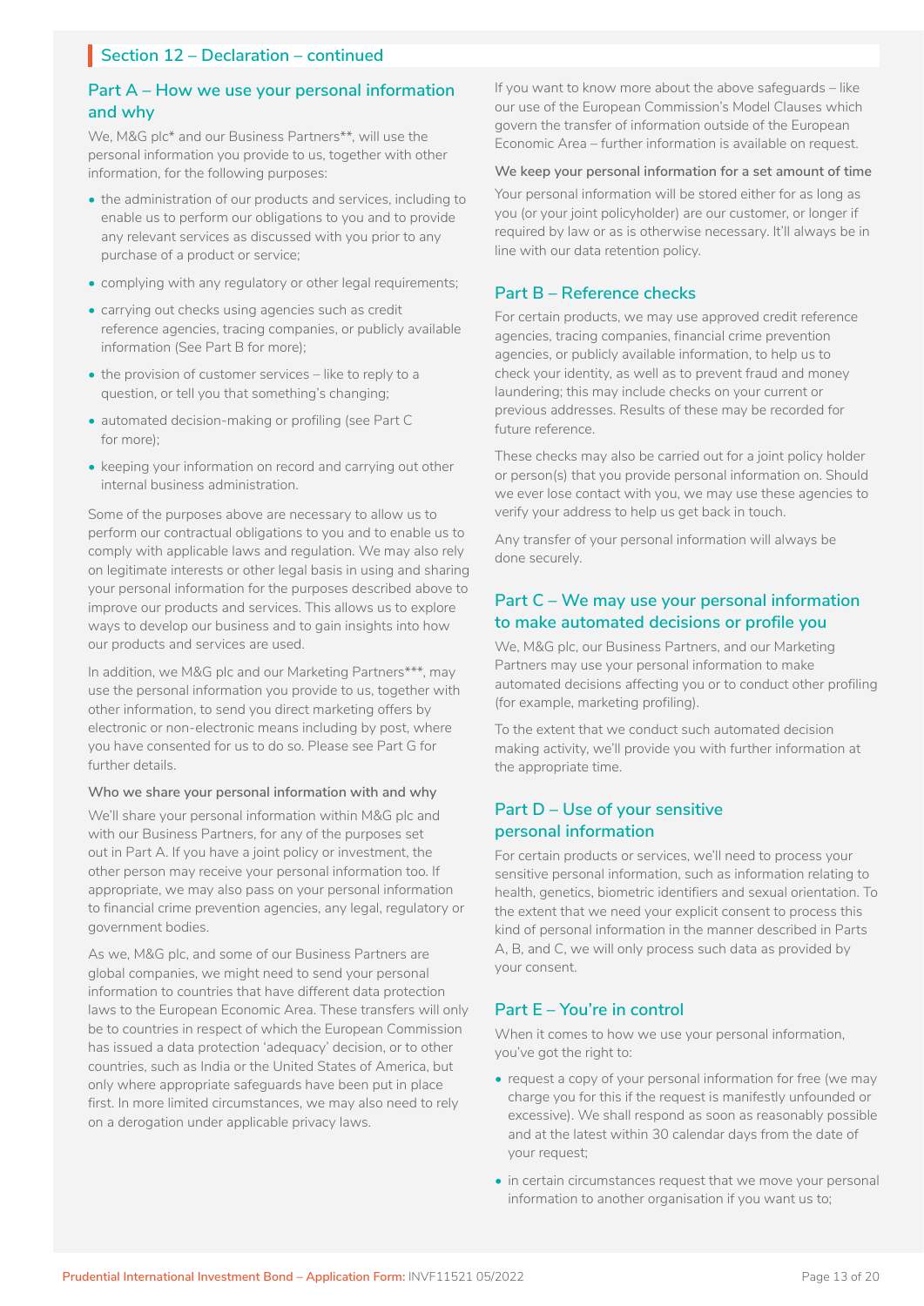## Section 12 – Declaration – continued

### Part A – How we use your personal information and why

We, M&G plc* and our Business Partners**, will use the personal information you provide to us, together with other information, for the following purposes:

- the administration of our products and services, including to enable us to perform our obligations to you and to provide any relevant services as discussed with you prior to any purchase of a product or service;
- complying with any regulatory or other legal requirements;
- carrying out checks using agencies such as credit reference agencies, tracing companies, or publicly available information (See Part B for more);
- the provision of customer services – like to reply to a question, or tell you that something's changing;
- automated decision-making or profiling (see Part C for more);
- keeping your information on record and carrying out other internal business administration.

Some of the purposes above are necessary to allow us to perform our contractual obligations to you and to enable us to comply with applicable laws and regulation. We may also rely on legitimate interests or other legal basis in using and sharing your personal information for the purposes described above to improve our products and services. This allows us to explore ways to develop our business and to gain insights into how our products and services are used.

In addition, we M&G plc and our Marketing Partners***, may use the personal information you provide to us, together with other information, to send you direct marketing offers by electronic or non-electronic means including by post, where you have consented for us to do so. Please see Part G for further details.

**Who we share your personal information with and why**

We'll share your personal information within M&G plc and with our Business Partners, for any of the purposes set out in Part A. If you have a joint policy or investment, the other person may receive your personal information too. If appropriate, we may also pass on your personal information to financial crime prevention agencies, any legal, regulatory or government bodies.

As we, M&G plc, and some of our Business Partners are global companies, we might need to send your personal information to countries that have different data protection laws to the European Economic Area. These transfers will only be to countries in respect of which the European Commission has issued a data protection 'adequacy' decision, or to other countries, such as India or the United States of America, but only where appropriate safeguards have been put in place first. In more limited circumstances, we may also need to rely on a derogation under applicable privacy laws.

If you want to know more about the above safeguards – like our use of the European Commission's Model Clauses which govern the transfer of information outside of the European Economic Area – further information is available on request.

**We keep your personal information for a set amount of time**

Your personal information will be stored either for as long as you (or your joint policyholder) are our customer, or longer if required by law or as is otherwise necessary. It'll always be in line with our data retention policy.

### Part B – Reference checks

For certain products, we may use approved credit reference agencies, tracing companies, financial crime prevention agencies, or publicly available information, to help us to check your identity, as well as to prevent fraud and money laundering; this may include checks on your current or previous addresses. Results of these may be recorded for future reference.

These checks may also be carried out for a joint policy holder or person(s) that you provide personal information on. Should we ever lose contact with you, we may use these agencies to verify your address to help us get back in touch.

Any transfer of your personal information will always be done securely.

### Part C – We may use your personal information to make automated decisions or profile you

We, M&G plc, our Business Partners, and our Marketing Partners may use your personal information to make automated decisions affecting you or to conduct other profiling (for example, marketing profiling).

To the extent that we conduct such automated decision making activity, we'll provide you with further information at the appropriate time.

### Part D – Use of your sensitive personal information

For certain products or services, we'll need to process your sensitive personal information, such as information relating to health, genetics, biometric identifiers and sexual orientation. To the extent that we need your explicit consent to process this kind of personal information in the manner described in Parts A, B, and C, we will only process such data as provided by your consent.

### Part E – You're in control

When it comes to how we use your personal information, you've got the right to:

- request a copy of your personal information for free (we may charge you for this if the request is manifestly unfounded or excessive). We shall respond as soon as reasonably possible and at the latest within 30 calendar days from the date of your request;
- in certain circumstances request that we move your personal information to another organisation if you want us to;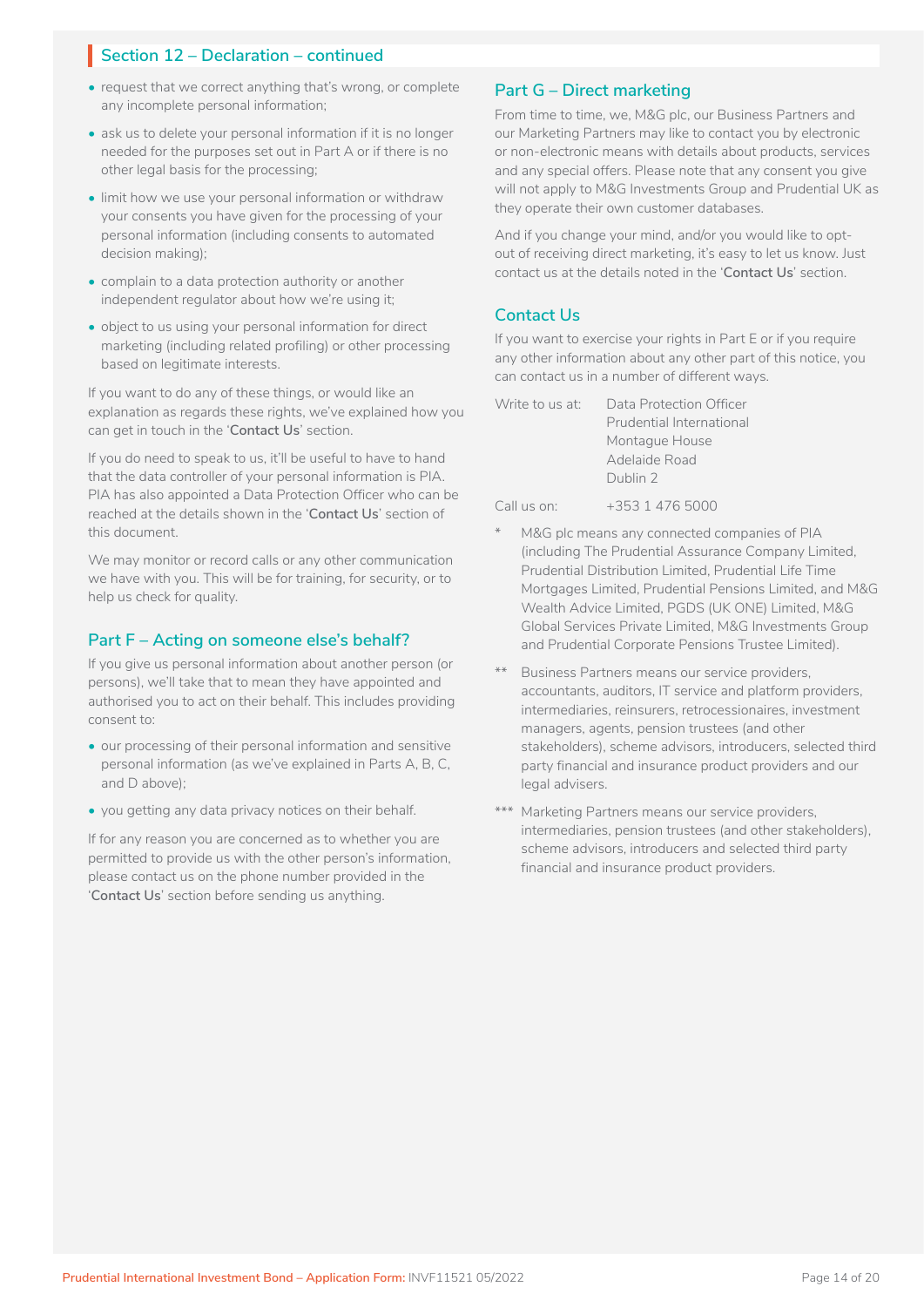## Section 12 – Declaration – continued

- request that we correct anything that's wrong, or complete any incomplete personal information;
- ask us to delete your personal information if it is no longer needed for the purposes set out in Part A or if there is no other legal basis for the processing;
- limit how we use your personal information or withdraw your consents you have given for the processing of your personal information (including consents to automated decision making);
- complain to a data protection authority or another independent regulator about how we're using it;
- object to us using your personal information for direct marketing (including related profiling) or other processing based on legitimate interests.

If you want to do any of these things, or would like an explanation as regards these rights, we've explained how you can get in touch in the '**Contact Us**' section.

If you do need to speak to us, it'll be useful to have to hand that the data controller of your personal information is PIA. PIA has also appointed a Data Protection Officer who can be reached at the details shown in the '**Contact Us**' section of this document.

We may monitor or record calls or any other communication we have with you. This will be for training, for security, or to help us check for quality.

### Part F – Acting on someone else's behalf?

If you give us personal information about another person (or persons), we'll take that to mean they have appointed and authorised you to act on their behalf. This includes providing consent to:

- our processing of their personal information and sensitive personal information (as we've explained in Parts A, B, C, and D above);
- you getting any data privacy notices on their behalf.

If for any reason you are concerned as to whether you are permitted to provide us with the other person's information, please contact us on the phone number provided in the '**Contact Us**' section before sending us anything.

### Part G – Direct marketing

From time to time, we, M&G plc, our Business Partners and our Marketing Partners may like to contact you by electronic or non-electronic means with details about products, services and any special offers. Please note that any consent you give will not apply to M&G Investments Group and Prudential UK as they operate their own customer databases.

And if you change your mind, and/or you would like to opt-out of receiving direct marketing, it's easy to let us know. Just contact us at the details noted in the '**Contact Us**' section.

### Contact Us

If you want to exercise your rights in Part E or if you require any other information about any other part of this notice, you can contact us in a number of different ways.

Write to us at: Data Protection Officer
Prudential International
Montague House
Adelaide Road
Dublin 2

Call us on: +353 1 476 5000

\* M&G plc means any connected companies of PIA (including The Prudential Assurance Company Limited, Prudential Distribution Limited, Prudential Life Time Mortgages Limited, Prudential Pensions Limited, and M&G Wealth Advice Limited, PGDS (UK ONE) Limited, M&G Global Services Private Limited, M&G Investments Group and Prudential Corporate Pensions Trustee Limited).

\** Business Partners means our service providers, accountants, auditors, IT service and platform providers, intermediaries, reinsurers, retrocessionaires, investment managers, agents, pension trustees (and other stakeholders), scheme advisors, introducers, selected third party financial and insurance product providers and our legal advisers.

\*** Marketing Partners means our service providers, intermediaries, pension trustees (and other stakeholders), scheme advisors, introducers and selected third party financial and insurance product providers.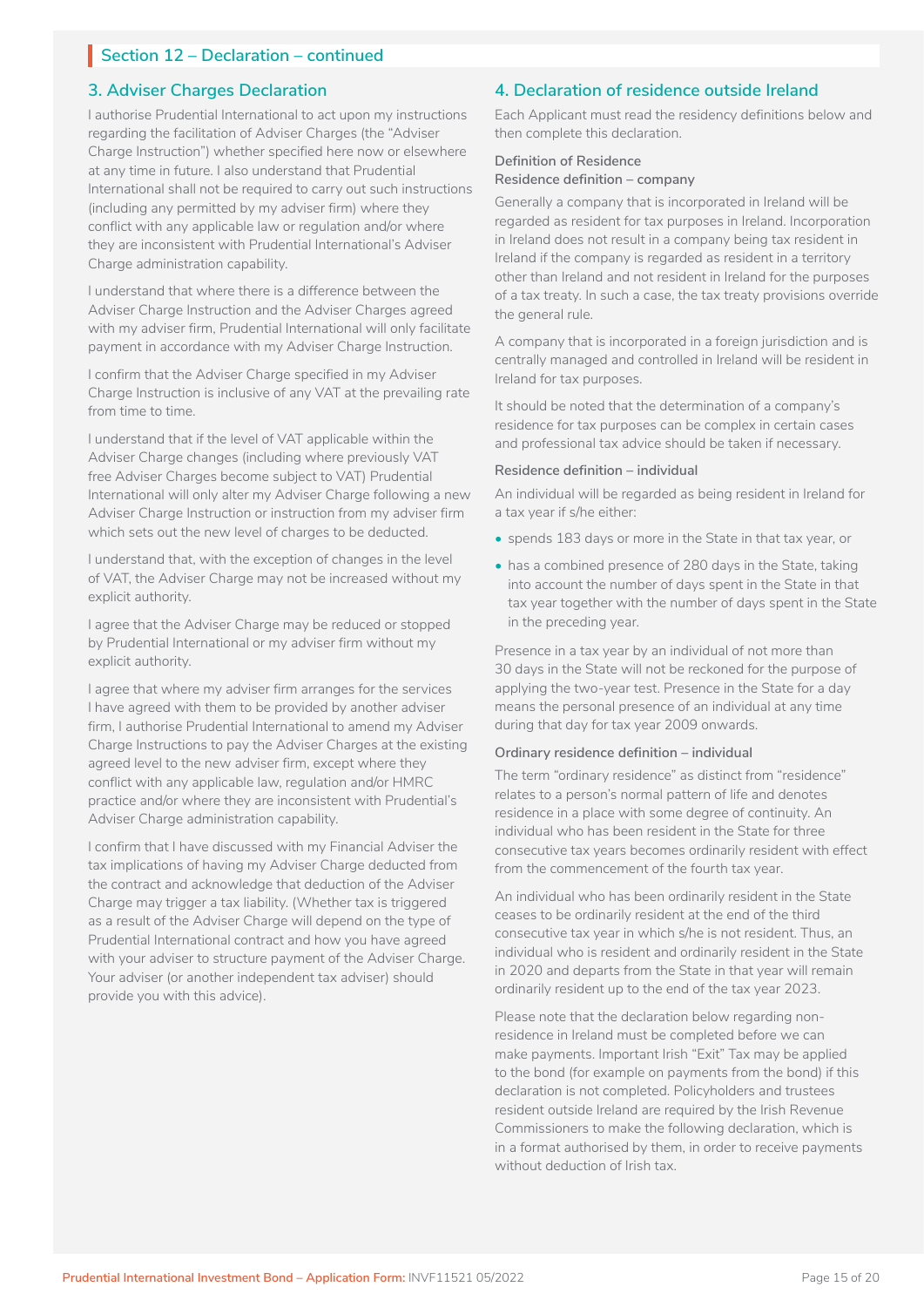## Section 12 – Declaration – continued

### 3. Adviser Charges Declaration

I authorise Prudential International to act upon my instructions regarding the facilitation of Adviser Charges (the "Adviser Charge Instruction") whether specified here now or elsewhere at any time in future. I also understand that Prudential International shall not be required to carry out such instructions (including any permitted by my adviser firm) where they conflict with any applicable law or regulation and/or where they are inconsistent with Prudential International's Adviser Charge administration capability.

I understand that where there is a difference between the Adviser Charge Instruction and the Adviser Charges agreed with my adviser firm, Prudential International will only facilitate payment in accordance with my Adviser Charge Instruction.

I confirm that the Adviser Charge specified in my Adviser Charge Instruction is inclusive of any VAT at the prevailing rate from time to time.

I understand that if the level of VAT applicable within the Adviser Charge changes (including where previously VAT free Adviser Charges become subject to VAT) Prudential International will only alter my Adviser Charge following a new Adviser Charge Instruction or instruction from my adviser firm which sets out the new level of charges to be deducted.

I understand that, with the exception of changes in the level of VAT, the Adviser Charge may not be increased without my explicit authority.

I agree that the Adviser Charge may be reduced or stopped by Prudential International or my adviser firm without my explicit authority.

I agree that where my adviser firm arranges for the services I have agreed with them to be provided by another adviser firm, I authorise Prudential International to amend my Adviser Charge Instructions to pay the Adviser Charges at the existing agreed level to the new adviser firm, except where they conflict with any applicable law, regulation and/or HMRC practice and/or where they are inconsistent with Prudential's Adviser Charge administration capability.

I confirm that I have discussed with my Financial Adviser the tax implications of having my Adviser Charge deducted from the contract and acknowledge that deduction of the Adviser Charge may trigger a tax liability. (Whether tax is triggered as a result of the Adviser Charge will depend on the type of Prudential International contract and how you have agreed with your adviser to structure payment of the Adviser Charge. Your adviser (or another independent tax adviser) should provide you with this advice).

### 4. Declaration of residence outside Ireland

Each Applicant must read the residency definitions below and then complete this declaration.

**Definition of Residence**
**Residence definition – company**

Generally a company that is incorporated in Ireland will be regarded as resident for tax purposes in Ireland. Incorporation in Ireland does not result in a company being tax resident in Ireland if the company is regarded as resident in a territory other than Ireland and not resident in Ireland for the purposes of a tax treaty. In such a case, the tax treaty provisions override the general rule.

A company that is incorporated in a foreign jurisdiction and is centrally managed and controlled in Ireland will be resident in Ireland for tax purposes.

It should be noted that the determination of a company's residence for tax purposes can be complex in certain cases and professional tax advice should be taken if necessary.

**Residence definition – individual**

An individual will be regarded as being resident in Ireland for a tax year if s/he either:

- spends 183 days or more in the State in that tax year, or
- has a combined presence of 280 days in the State, taking into account the number of days spent in the State in that tax year together with the number of days spent in the State in the preceding year.

Presence in a tax year by an individual of not more than 30 days in the State will not be reckoned for the purpose of applying the two-year test. Presence in the State for a day means the personal presence of an individual at any time during that day for tax year 2009 onwards.

**Ordinary residence definition – individual**

The term "ordinary residence" as distinct from "residence" relates to a person's normal pattern of life and denotes residence in a place with some degree of continuity. An individual who has been resident in the State for three consecutive tax years becomes ordinarily resident with effect from the commencement of the fourth tax year.

An individual who has been ordinarily resident in the State ceases to be ordinarily resident at the end of the third consecutive tax year in which s/he is not resident. Thus, an individual who is resident and ordinarily resident in the State in 2020 and departs from the State in that year will remain ordinarily resident up to the end of the tax year 2023.

Please note that the declaration below regarding non-residence in Ireland must be completed before we can make payments. Important Irish "Exit" Tax may be applied to the bond (for example on payments from the bond) if this declaration is not completed. Policyholders and trustees resident outside Ireland are required by the Irish Revenue Commissioners to make the following declaration, which is in a format authorised by them, in order to receive payments without deduction of Irish tax.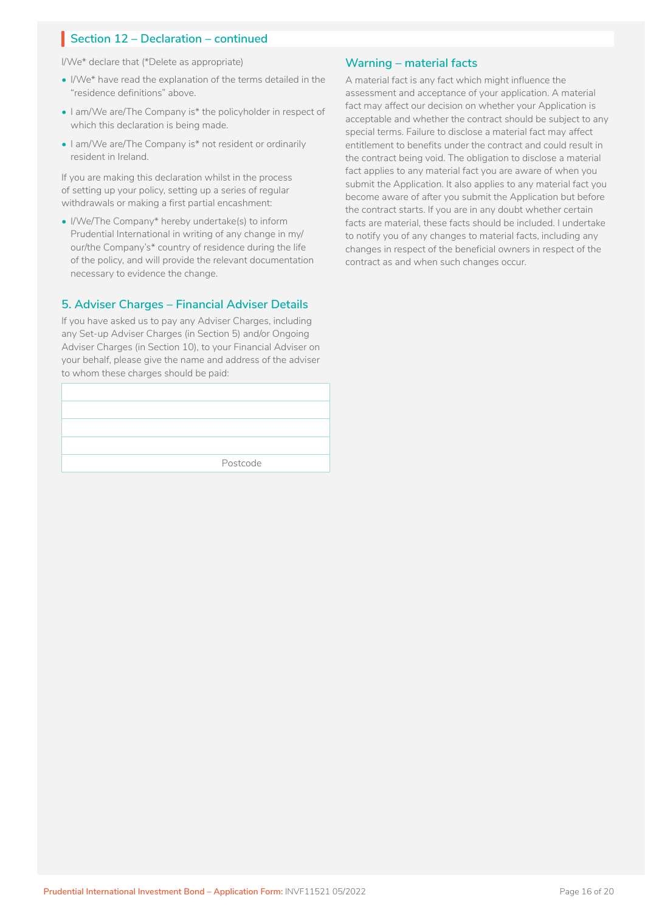## Section 12 – Declaration – continued

I/We* declare that (*Delete as appropriate)

- I/We* have read the explanation of the terms detailed in the "residence definitions" above.
- I am/We are/The Company is* the policyholder in respect of which this declaration is being made.
- I am/We are/The Company is* not resident or ordinarily resident in Ireland.

If you are making this declaration whilst in the process of setting up your policy, setting up a series of regular withdrawals or making a first partial encashment:

- I/We/The Company* hereby undertake(s) to inform Prudential International in writing of any change in my/our/the Company's* country of residence during the life of the policy, and will provide the relevant documentation necessary to evidence the change.

### 5. Adviser Charges – Financial Adviser Details

If you have asked us to pay any Adviser Charges, including any Set-up Adviser Charges (in Section 5) and/or Ongoing Adviser Charges (in Section 10), to your Financial Adviser on your behalf, please give the name and address of the adviser to whom these charges should be paid:

| |
|---|
| |
| |
| |
| Postcode |

### Warning – material facts

A material fact is any fact which might influence the assessment and acceptance of your application. A material fact may affect our decision on whether your Application is acceptable and whether the contract should be subject to any special terms. Failure to disclose a material fact may affect entitlement to benefits under the contract and could result in the contract being void. The obligation to disclose a material fact applies to any material fact you are aware of when you submit the Application. It also applies to any material fact you become aware of after you submit the Application but before the contract starts. If you are in any doubt whether certain facts are material, these facts should be included. I undertake to notify you of any changes to material facts, including any changes in respect of the beneficial owners in respect of the contract as and when such changes occur.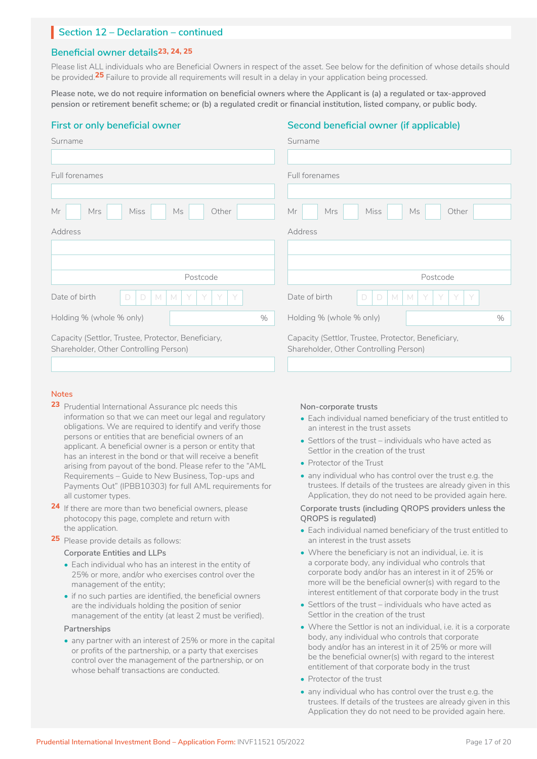## Section 12 – Declaration – continued

### Beneficial owner details[23, 24, 25]

Please list ALL individuals who are Beneficial Owners in respect of the asset. See below for the definition of whose details should be provided.[25] Failure to provide all requirements will result in a delay in your application being processed.

**Please note, we do not require information on beneficial owners where the Applicant is (a) a regulated or tax-approved pension or retirement benefit scheme; or (b) a regulated credit or financial institution, listed company, or public body.**

### First or only beneficial owner

Surname

Full forenames

Mr ☐ Mrs ☐ Miss ☐ Ms ☐ Other ☐

Address

Postcode

Date of birth D D M M Y Y Y Y

Holding % (whole % only) %

Capacity (Settlor, Trustee, Protector, Beneficiary, Shareholder, Other Controlling Person)

### Second beneficial owner (if applicable)

Surname

Full forenames

Mr ☐ Mrs ☐ Miss ☐ Ms ☐ Other ☐

Address

Postcode

Date of birth D D M M Y Y Y Y

Holding % (whole % only) %

Capacity (Settlor, Trustee, Protector, Beneficiary, Shareholder, Other Controlling Person)

### Notes

**23** Prudential International Assurance plc needs this information so that we can meet our legal and regulatory obligations. We are required to identify and verify those persons or entities that are beneficial owners of an applicant. A beneficial owner is a person or entity that has an interest in the bond or that will receive a benefit arising from payout of the bond. Please refer to the "AML Requirements – Guide to New Business, Top-ups and Payments Out" (IPBB10303) for full AML requirements for all customer types.

**24** If there are more than two beneficial owners, please photocopy this page, complete and return with the application.

**25** Please provide details as follows:

Corporate Entities and LLPs

- Each individual who has an interest in the entity of 25% or more, and/or who exercises control over the management of the entity;
- if no such parties are identified, the beneficial owners are the individuals holding the position of senior management of the entity (at least 2 must be verified).

Partnerships

- any partner with an interest of 25% or more in the capital or profits of the partnership, or a party that exercises control over the management of the partnership, or on whose behalf transactions are conducted.

Non-corporate trusts

- Each individual named beneficiary of the trust entitled to an interest in the trust assets
- Settlors of the trust – individuals who have acted as Settlor in the creation of the trust
- Protector of the Trust
- any individual who has control over the trust e.g. the trustees. If details of the trustees are already given in this Application, they do not need to be provided again here.

Corporate trusts (including QROPS providers unless the QROPS is regulated)

- Each individual named beneficiary of the trust entitled to an interest in the trust assets
- Where the beneficiary is not an individual, i.e. it is a corporate body, any individual who controls that corporate body and/or has an interest in it of 25% or more will be the beneficial owner(s) with regard to the interest entitlement of that corporate body in the trust
- Settlors of the trust – individuals who have acted as Settlor in the creation of the trust
- Where the Settlor is not an individual, i.e. it is a corporate body, any individual who controls that corporate body and/or has an interest in it of 25% or more will be the beneficial owner(s) with regard to the interest entitlement of that corporate body in the trust
- Protector of the trust
- any individual who has control over the trust e.g. the trustees. If details of the trustees are already given in this Application they do not need to be provided again here.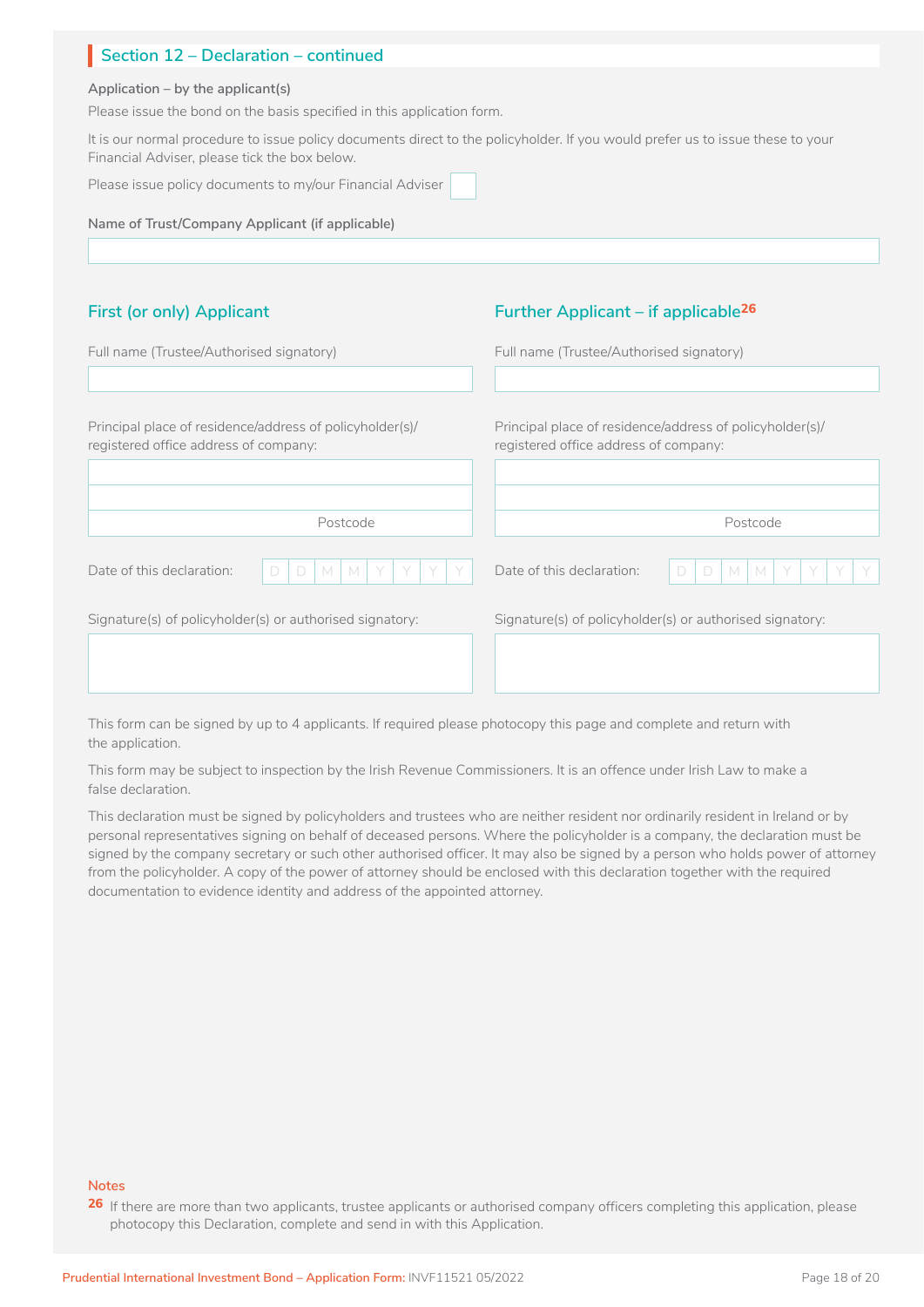## Section 12 – Declaration – continued

**Application – by the applicant(s)**

Please issue the bond on the basis specified in this application form.

It is our normal procedure to issue policy documents direct to the policyholder. If you would prefer us to issue these to your Financial Adviser, please tick the box below.

Please issue policy documents to my/our Financial Adviser ☐

**Name of Trust/Company Applicant (if applicable)**

### First (or only) Applicant

Full name (Trustee/Authorised signatory)

Principal place of residence/address of policyholder(s)/ registered office address of company:

Postcode

Date of this declaration: D D M M Y Y Y Y

Signature(s) of policyholder(s) or authorised signatory:

### Further Applicant – if applicable[26]

Full name (Trustee/Authorised signatory)

Principal place of residence/address of policyholder(s)/ registered office address of company:

Postcode

Date of this declaration: D D M M Y Y Y Y

Signature(s) of policyholder(s) or authorised signatory:

This form can be signed by up to 4 applicants. If required please photocopy this page and complete and return with the application.

This form may be subject to inspection by the Irish Revenue Commissioners. It is an offence under Irish Law to make a false declaration.

This declaration must be signed by policyholders and trustees who are neither resident nor ordinarily resident in Ireland or by personal representatives signing on behalf of deceased persons. Where the policyholder is a company, the declaration must be signed by the company secretary or such other authorised officer. It may also be signed by a person who holds power of attorney from the policyholder. A copy of the power of attorney should be enclosed with this declaration together with the required documentation to evidence identity and address of the appointed attorney.

**Notes**

[26] If there are more than two applicants, trustee applicants or authorised company officers completing this application, please photocopy this Declaration, complete and send in with this Application.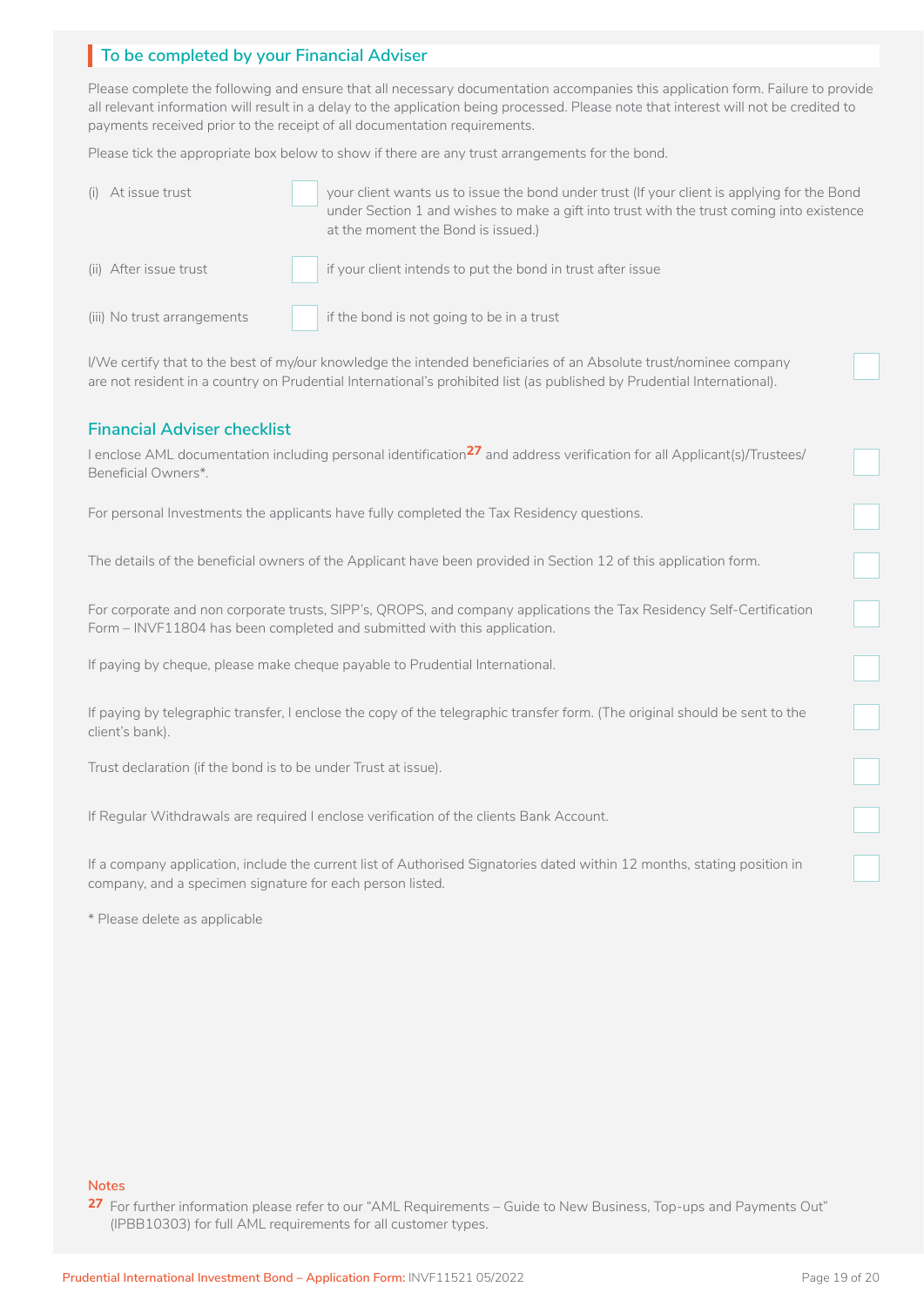## To be completed by your Financial Adviser

Please complete the following and ensure that all necessary documentation accompanies this application form. Failure to provide all relevant information will result in a delay to the application being processed. Please note that interest will not be credited to payments received prior to the receipt of all documentation requirements.

Please tick the appropriate box below to show if there are any trust arrangements for the bond.

(i) At issue trust ☐ your client wants us to issue the bond under trust (If your client is applying for the Bond under Section 1 and wishes to make a gift into trust with the trust coming into existence at the moment the Bond is issued.)

(ii) After issue trust ☐ if your client intends to put the bond in trust after issue

(iii) No trust arrangements ☐ if the bond is not going to be in a trust

I/We certify that to the best of my/our knowledge the intended beneficiaries of an Absolute trust/nominee company are not resident in a country on Prudential International's prohibited list (as published by Prudential International). ☐

## Financial Adviser checklist

I enclose AML documentation including personal identification[27] and address verification for all Applicant(s)/Trustees/ Beneficial Owners*. ☐

For personal Investments the applicants have fully completed the Tax Residency questions. ☐

The details of the beneficial owners of the Applicant have been provided in Section 12 of this application form. ☐

For corporate and non corporate trusts, SIPP's, QROPS, and company applications the Tax Residency Self-Certification Form – INVF11804 has been completed and submitted with this application. ☐

If paying by cheque, please make cheque payable to Prudential International. ☐

If paying by telegraphic transfer, I enclose the copy of the telegraphic transfer form. (The original should be sent to the client's bank). ☐

Trust declaration (if the bond is to be under Trust at issue). ☐

If Regular Withdrawals are required I enclose verification of the clients Bank Account. ☐

If a company application, include the current list of Authorised Signatories dated within 12 months, stating position in company, and a specimen signature for each person listed. ☐

* Please delete as applicable

**Notes**

[27] For further information please refer to our "AML Requirements – Guide to New Business, Top-ups and Payments Out" (IPBB10303) for full AML requirements for all customer types.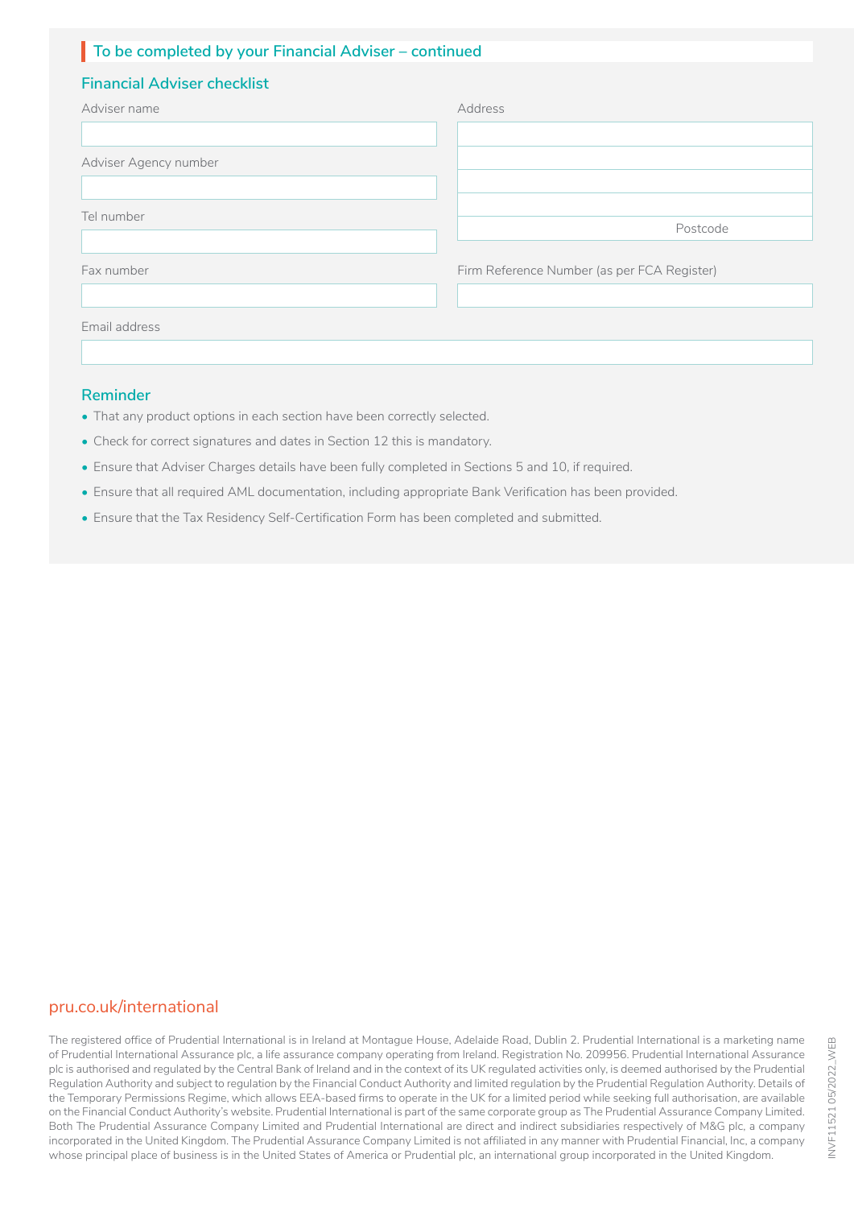## To be completed by your Financial Adviser – continued

### Financial Adviser checklist

Adviser name

Adviser Agency number

Tel number

Fax number

Email address

Address

Postcode

Firm Reference Number (as per FCA Register)

### Reminder

- That any product options in each section have been correctly selected.
- Check for correct signatures and dates in Section 12 this is mandatory.
- Ensure that Adviser Charges details have been fully completed in Sections 5 and 10, if required.
- Ensure that all required AML documentation, including appropriate Bank Verification has been provided.
- Ensure that the Tax Residency Self-Certification Form has been completed and submitted.

pru.co.uk/international

The registered office of Prudential International is in Ireland at Montague House, Adelaide Road, Dublin 2. Prudential International is a marketing name of Prudential International Assurance plc, a life assurance company operating from Ireland. Registration No. 209956. Prudential International Assurance plc is authorised and regulated by the Central Bank of Ireland and in the context of its UK regulated activities only, is deemed authorised by the Prudential Regulation Authority and subject to regulation by the Financial Conduct Authority and limited regulation by the Prudential Regulation Authority. Details of the Temporary Permissions Regime, which allows EEA-based firms to operate in the UK for a limited period while seeking full authorisation, are available on the Financial Conduct Authority's website. Prudential International is part of the same corporate group as The Prudential Assurance Company Limited. Both The Prudential Assurance Company Limited and Prudential International are direct and indirect subsidiaries respectively of M&G plc, a company incorporated in the United Kingdom. The Prudential Assurance Company Limited is not affiliated in any manner with Prudential Financial, Inc, a company whose principal place of business is in the United States of America or Prudential plc, an international group incorporated in the United Kingdom.

INVF11521 05/2022_WEB